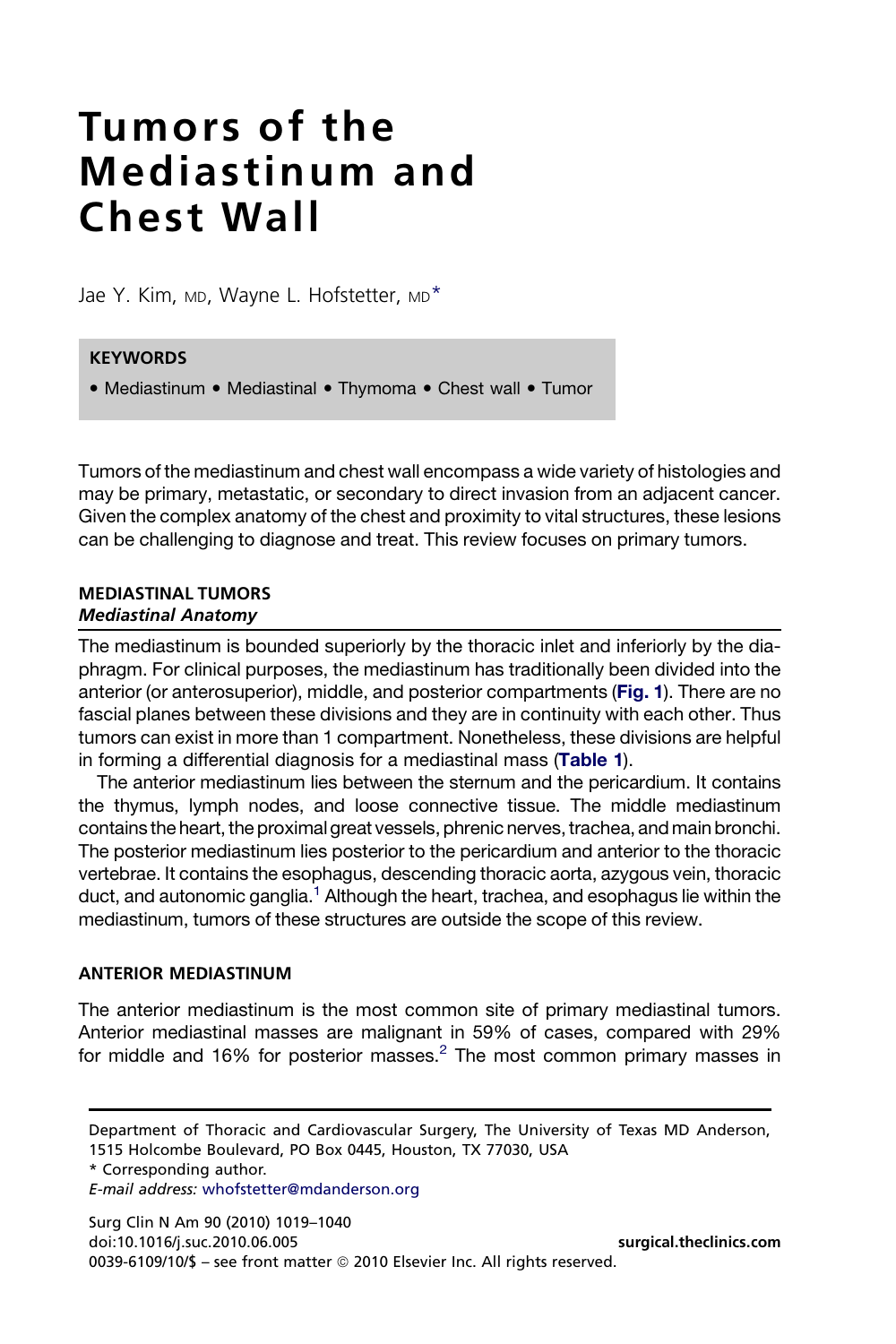# Tumors of the Mediastinum and Chest Wall

Jae Y. Kim, MD, Wayne L. Hofstetter, MD*

**KEYWORDS**

• Mediastinum • Mediastinal • Thymoma • Chest wall • Tumor

Tumors of the mediastinum and chest wall encompass a wide variety of histologies and may be primary, metastatic, or secondary to direct invasion from an adjacent cancer. Given the complex anatomy of the chest and proximity to vital structures, these lesions can be challenging to diagnose and treat. This review focuses on primary tumors.

## MEDIASTINAL TUMORS

### *Mediastinal Anatomy*

The mediastinum is bounded superiorly by the thoracic inlet and inferiorly by the diaphragm. For clinical purposes, the mediastinum has traditionally been divided into the anterior (or anterosuperior), middle, and posterior compartments (**Fig. 1**). There are no fascial planes between these divisions and they are in continuity with each other. Thus tumors can exist in more than 1 compartment. Nonetheless, these divisions are helpful in forming a differential diagnosis for a mediastinal mass (**Table 1**).

The anterior mediastinum lies between the sternum and the pericardium. It contains the thymus, lymph nodes, and loose connective tissue. The middle mediastinum contains the heart, the proximal great vessels, phrenic nerves, trachea, and main bronchi. The posterior mediastinum lies posterior to the pericardium and anterior to the thoracic vertebrae. It contains the esophagus, descending thoracic aorta, azygous vein, thoracic duct, and autonomic ganglia.[1] Although the heart, trachea, and esophagus lie within the mediastinum, tumors of these structures are outside the scope of this review.

## ANTERIOR MEDIASTINUM

The anterior mediastinum is the most common site of primary mediastinal tumors. Anterior mediastinal masses are malignant in 59% of cases, compared with 29% for middle and 16% for posterior masses.[2] The most common primary masses in

Department of Thoracic and Cardiovascular Surgery, The University of Texas MD Anderson, 1515 Holcombe Boulevard, PO Box 0445, Houston, TX 77030, USA

* Corresponding author.

*E-mail address:* whofstetter@mdanderson.org

doi:10.1016/j.suc.2010.06.005

0039-6109/10/$ – see front matter © 2010 Elsevier Inc. All rights reserved.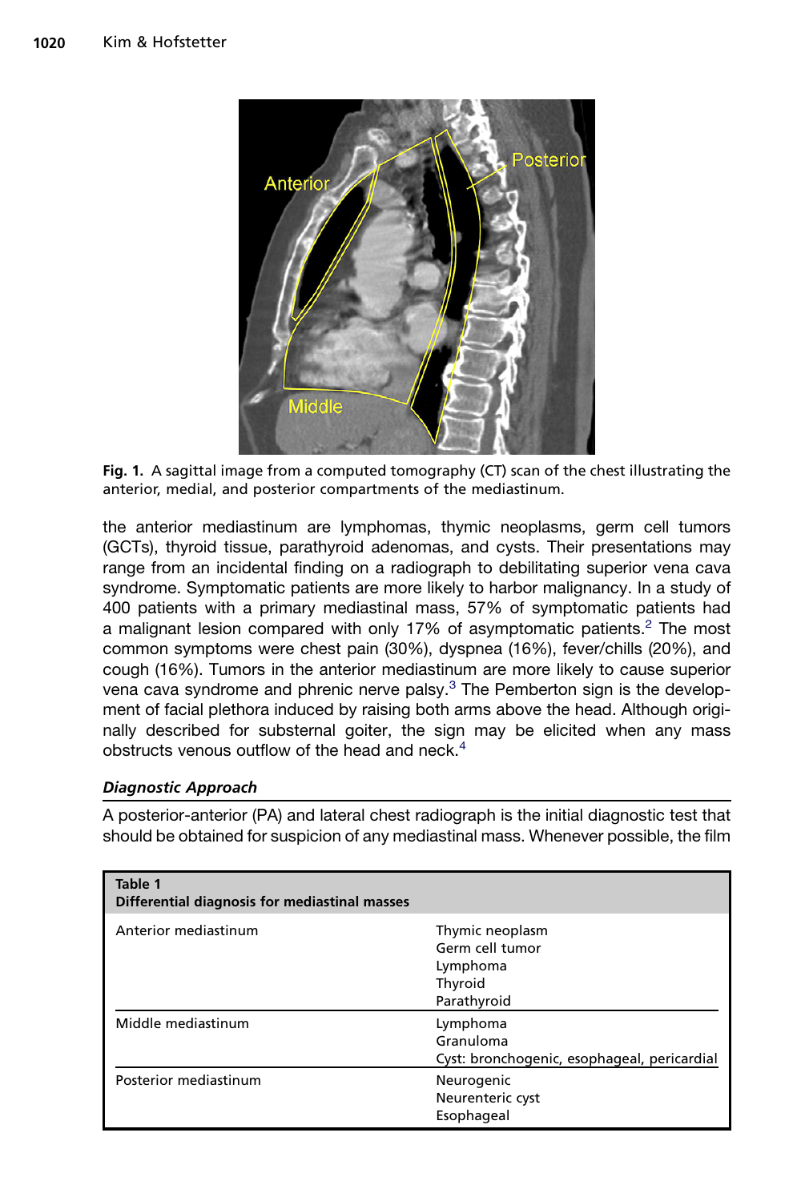Fig. 1. A sagittal image from a computed tomography (CT) scan of the chest illustrating the anterior, medial, and posterior compartments of the mediastinum.

the anterior mediastinum are lymphomas, thymic neoplasms, germ cell tumors (GCTs), thyroid tissue, parathyroid adenomas, and cysts. Their presentations may range from an incidental finding on a radiograph to debilitating superior vena cava syndrome. Symptomatic patients are more likely to harbor malignancy. In a study of 400 patients with a primary mediastinal mass, 57% of symptomatic patients had a malignant lesion compared with only 17% of asymptomatic patients.[2] The most common symptoms were chest pain (30%), dyspnea (16%), fever/chills (20%), and cough (16%). Tumors in the anterior mediastinum are more likely to cause superior vena cava syndrome and phrenic nerve palsy.[3] The Pemberton sign is the development of facial plethora induced by raising both arms above the head. Although originally described for substernal goiter, the sign may be elicited when any mass obstructs venous outflow of the head and neck.[4]

### *Diagnostic Approach*

A posterior-anterior (PA) and lateral chest radiograph is the initial diagnostic test that should be obtained for suspicion of any mediastinal mass. Whenever possible, the film

**Table 1**
**Differential diagnosis for mediastinal masses**

| | |
|---|---|
| Anterior mediastinum | Thymic neoplasm<br>Germ cell tumor<br>Lymphoma<br>Thyroid<br>Parathyroid |
| Middle mediastinum | Lymphoma<br>Granuloma<br>Cyst: bronchogenic, esophageal, pericardial |
| Posterior mediastinum | Neurogenic<br>Neurenteric cyst<br>Esophageal |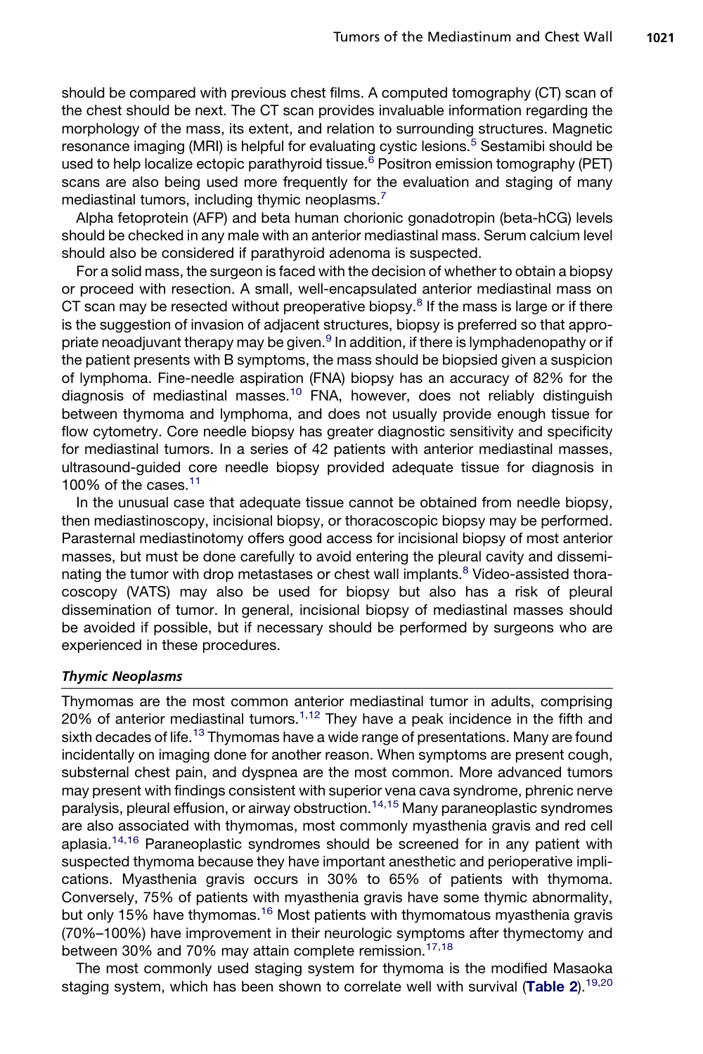should be compared with previous chest films. A computed tomography (CT) scan of the chest should be next. The CT scan provides invaluable information regarding the morphology of the mass, its extent, and relation to surrounding structures. Magnetic resonance imaging (MRI) is helpful for evaluating cystic lesions.[5] Sestamibi should be used to help localize ectopic parathyroid tissue.[6] Positron emission tomography (PET) scans are also being used more frequently for the evaluation and staging of many mediastinal tumors, including thymic neoplasms.[7]

Alpha fetoprotein (AFP) and beta human chorionic gonadotropin (beta-hCG) levels should be checked in any male with an anterior mediastinal mass. Serum calcium level should also be considered if parathyroid adenoma is suspected.

For a solid mass, the surgeon is faced with the decision of whether to obtain a biopsy or proceed with resection. A small, well-encapsulated anterior mediastinal mass on CT scan may be resected without preoperative biopsy.[8] If the mass is large or if there is the suggestion of invasion of adjacent structures, biopsy is preferred so that appropriate neoadjuvant therapy may be given.[9] In addition, if there is lymphadenopathy or if the patient presents with B symptoms, the mass should be biopsied given a suspicion of lymphoma. Fine-needle aspiration (FNA) biopsy has an accuracy of 82% for the diagnosis of mediastinal masses.[10] FNA, however, does not reliably distinguish between thymoma and lymphoma, and does not usually provide enough tissue for flow cytometry. Core needle biopsy has greater diagnostic sensitivity and specificity for mediastinal tumors. In a series of 42 patients with anterior mediastinal masses, ultrasound-guided core needle biopsy provided adequate tissue for diagnosis in 100% of the cases.[11]

In the unusual case that adequate tissue cannot be obtained from needle biopsy, then mediastinoscopy, incisional biopsy, or thoracoscopic biopsy may be performed. Parasternal mediastinotomy offers good access for incisional biopsy of most anterior masses, but must be done carefully to avoid entering the pleural cavity and disseminating the tumor with drop metastases or chest wall implants.[8] Video-assisted thoracoscopy (VATS) may also be used for biopsy but also has a risk of pleural dissemination of tumor. In general, incisional biopsy of mediastinal masses should be avoided if possible, but if necessary should be performed by surgeons who are experienced in these procedures.

### *Thymic Neoplasms*

Thymomas are the most common anterior mediastinal tumor in adults, comprising 20% of anterior mediastinal tumors.[1,12] They have a peak incidence in the fifth and sixth decades of life.[13] Thymomas have a wide range of presentations. Many are found incidentally on imaging done for another reason. When symptoms are present cough, substernal chest pain, and dyspnea are the most common. More advanced tumors may present with findings consistent with superior vena cava syndrome, phrenic nerve paralysis, pleural effusion, or airway obstruction.[14,15] Many paraneoplastic syndromes are also associated with thymomas, most commonly myasthenia gravis and red cell aplasia.[14,16] Paraneoplastic syndromes should be screened for in any patient with suspected thymoma because they have important anesthetic and perioperative implications. Myasthenia gravis occurs in 30% to 65% of patients with thymoma. Conversely, 75% of patients with myasthenia gravis have some thymic abnormality, but only 15% have thymomas.[16] Most patients with thymomatous myasthenia gravis (70%–100%) have improvement in their neurologic symptoms after thymectomy and between 30% and 70% may attain complete remission.[17,18]

The most commonly used staging system for thymoma is the modified Masaoka staging system, which has been shown to correlate well with survival (**Table 2**).[19,20]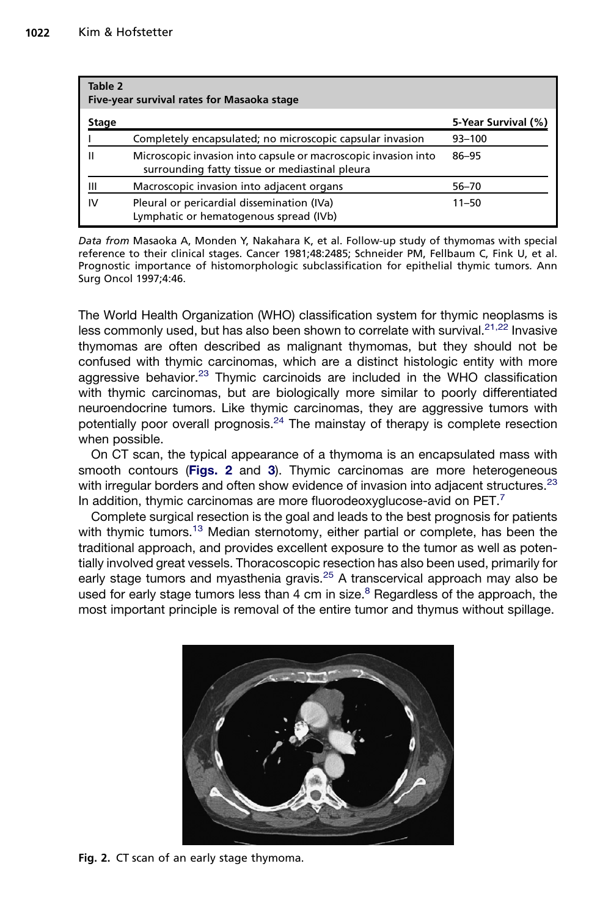**Table 2**
**Five-year survival rates for Masaoka stage**

| Stage | | 5-Year Survival (%) |
|---|---|---|
| I | Completely encapsulated; no microscopic capsular invasion | 93–100 |
| II | Microscopic invasion into capsule or macroscopic invasion into surrounding fatty tissue or mediastinal pleura | 86–95 |
| III | Macroscopic invasion into adjacent organs | 56–70 |
| IV | Pleural or pericardial dissemination (IVa) Lymphatic or hematogenous spread (IVb) | 11–50 |

*Data from* Masaoka A, Monden Y, Nakahara K, et al. Follow-up study of thymomas with special reference to their clinical stages. Cancer 1981;48:2485; Schneider PM, Fellbaum C, Fink U, et al. Prognostic importance of histomorphologic subclassification for epithelial thymic tumors. Ann Surg Oncol 1997;4:46.

The World Health Organization (WHO) classification system for thymic neoplasms is less commonly used, but has also been shown to correlate with survival.[21,22] Invasive thymomas are often described as malignant thymomas, but they should not be confused with thymic carcinomas, which are a distinct histologic entity with more aggressive behavior.[23] Thymic carcinoids are included in the WHO classification with thymic carcinomas, but are biologically more similar to poorly differentiated neuroendocrine tumors. Like thymic carcinomas, they are aggressive tumors with potentially poor overall prognosis.[24] The mainstay of therapy is complete resection when possible.

On CT scan, the typical appearance of a thymoma is an encapsulated mass with smooth contours (**Figs. 2** and **3**). Thymic carcinomas are more heterogeneous with irregular borders and often show evidence of invasion into adjacent structures.[23] In addition, thymic carcinomas are more fluorodeoxyglucose-avid on PET.[7]

Complete surgical resection is the goal and leads to the best prognosis for patients with thymic tumors.[13] Median sternotomy, either partial or complete, has been the traditional approach, and provides excellent exposure to the tumor as well as potentially involved great vessels. Thoracoscopic resection has also been used, primarily for early stage tumors and myasthenia gravis.[25] A transcervical approach may also be used for early stage tumors less than 4 cm in size.[8] Regardless of the approach, the most important principle is removal of the entire tumor and thymus without spillage.

**Fig. 2.** CT scan of an early stage thymoma.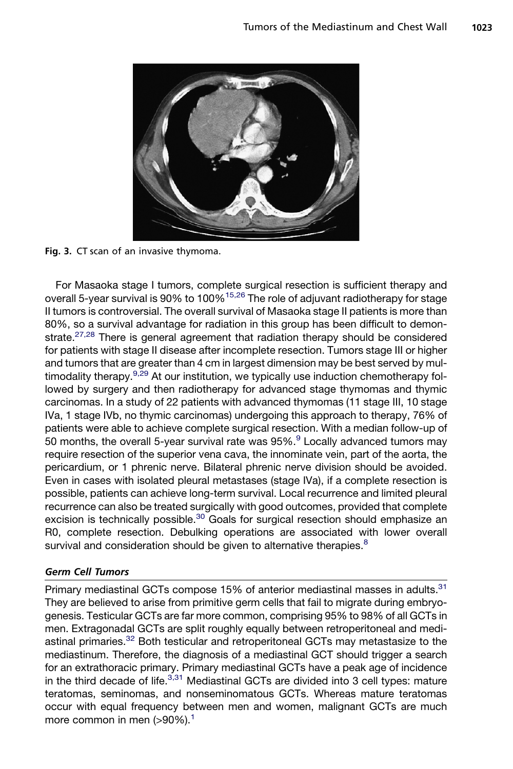Fig. 3. CT scan of an invasive thymoma.

For Masaoka stage I tumors, complete surgical resection is sufficient therapy and overall 5-year survival is 90% to 100%[15,26] The role of adjuvant radiotherapy for stage II tumors is controversial. The overall survival of Masaoka stage II patients is more than 80%, so a survival advantage for radiation in this group has been difficult to demonstrate.[27,28] There is general agreement that radiation therapy should be considered for patients with stage II disease after incomplete resection. Tumors stage III or higher and tumors that are greater than 4 cm in largest dimension may be best served by multimodality therapy.[9,29] At our institution, we typically use induction chemotherapy followed by surgery and then radiotherapy for advanced stage thymomas and thymic carcinomas. In a study of 22 patients with advanced thymomas (11 stage III, 10 stage IVa, 1 stage IVb, no thymic carcinomas) undergoing this approach to therapy, 76% of patients were able to achieve complete surgical resection. With a median follow-up of 50 months, the overall 5-year survival rate was 95%.[9] Locally advanced tumors may require resection of the superior vena cava, the innominate vein, part of the aorta, the pericardium, or 1 phrenic nerve. Bilateral phrenic nerve division should be avoided. Even in cases with isolated pleural metastases (stage IVa), if a complete resection is possible, patients can achieve long-term survival. Local recurrence and limited pleural recurrence can also be treated surgically with good outcomes, provided that complete excision is technically possible.[30] Goals for surgical resection should emphasize an R0, complete resection. Debulking operations are associated with lower overall survival and consideration should be given to alternative therapies.[8]

### *Germ Cell Tumors*

Primary mediastinal GCTs compose 15% of anterior mediastinal masses in adults.[31] They are believed to arise from primitive germ cells that fail to migrate during embryogenesis. Testicular GCTs are far more common, comprising 95% to 98% of all GCTs in men. Extragonadal GCTs are split roughly equally between retroperitoneal and mediastinal primaries.[32] Both testicular and retroperitoneal GCTs may metastasize to the mediastinum. Therefore, the diagnosis of a mediastinal GCT should trigger a search for an extrathoracic primary. Primary mediastinal GCTs have a peak age of incidence in the third decade of life.[3,31] Mediastinal GCTs are divided into 3 cell types: mature teratomas, seminomas, and nonseminomatous GCTs. Whereas mature teratomas occur with equal frequency between men and women, malignant GCTs are much more common in men (>90%).[1]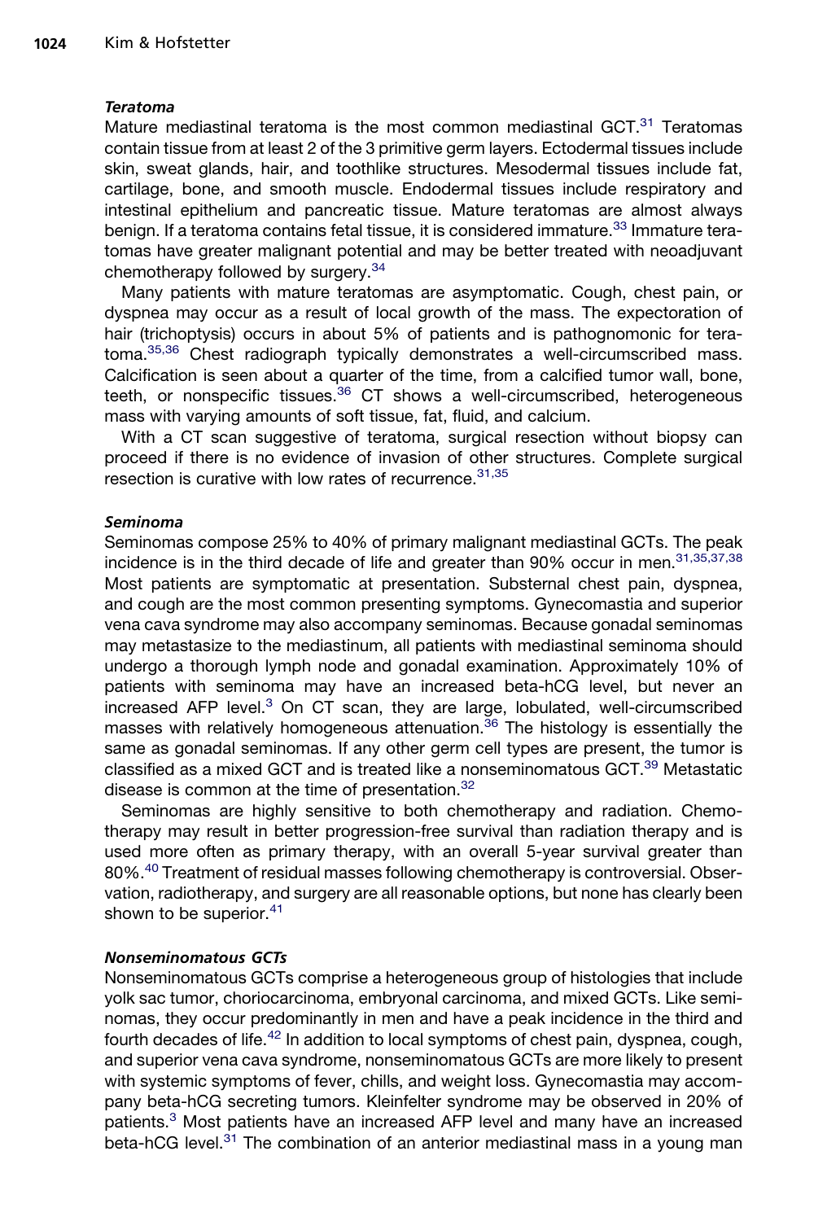### *Teratoma*

Mature mediastinal teratoma is the most common mediastinal GCT.[31] Teratomas contain tissue from at least 2 of the 3 primitive germ layers. Ectodermal tissues include skin, sweat glands, hair, and toothlike structures. Mesodermal tissues include fat, cartilage, bone, and smooth muscle. Endodermal tissues include respiratory and intestinal epithelium and pancreatic tissue. Mature teratomas are almost always benign. If a teratoma contains fetal tissue, it is considered immature.[33] Immature teratomas have greater malignant potential and may be better treated with neoadjuvant chemotherapy followed by surgery.[34]

Many patients with mature teratomas are asymptomatic. Cough, chest pain, or dyspnea may occur as a result of local growth of the mass. The expectoration of hair (trichoptysis) occurs in about 5% of patients and is pathognomonic for teratoma.[35,36] Chest radiograph typically demonstrates a well-circumscribed mass. Calcification is seen about a quarter of the time, from a calcified tumor wall, bone, teeth, or nonspecific tissues.[36] CT shows a well-circumscribed, heterogeneous mass with varying amounts of soft tissue, fat, fluid, and calcium.

With a CT scan suggestive of teratoma, surgical resection without biopsy can proceed if there is no evidence of invasion of other structures. Complete surgical resection is curative with low rates of recurrence.[31,35]

### *Seminoma*

Seminomas compose 25% to 40% of primary malignant mediastinal GCTs. The peak incidence is in the third decade of life and greater than 90% occur in men.[31,35,37,38] Most patients are symptomatic at presentation. Substernal chest pain, dyspnea, and cough are the most common presenting symptoms. Gynecomastia and superior vena cava syndrome may also accompany seminomas. Because gonadal seminomas may metastasize to the mediastinum, all patients with mediastinal seminoma should undergo a thorough lymph node and gonadal examination. Approximately 10% of patients with seminoma may have an increased beta-hCG level, but never an increased AFP level.[3] On CT scan, they are large, lobulated, well-circumscribed masses with relatively homogeneous attenuation.[36] The histology is essentially the same as gonadal seminomas. If any other germ cell types are present, the tumor is classified as a mixed GCT and is treated like a nonseminomatous GCT.[39] Metastatic disease is common at the time of presentation.[32]

Seminomas are highly sensitive to both chemotherapy and radiation. Chemotherapy may result in better progression-free survival than radiation therapy and is used more often as primary therapy, with an overall 5-year survival greater than 80%.[40] Treatment of residual masses following chemotherapy is controversial. Observation, radiotherapy, and surgery are all reasonable options, but none has clearly been shown to be superior.[41]

### *Nonseminomatous GCTs*

Nonseminomatous GCTs comprise a heterogeneous group of histologies that include yolk sac tumor, choriocarcinoma, embryonal carcinoma, and mixed GCTs. Like seminomas, they occur predominantly in men and have a peak incidence in the third and fourth decades of life.[42] In addition to local symptoms of chest pain, dyspnea, cough, and superior vena cava syndrome, nonseminomatous GCTs are more likely to present with systemic symptoms of fever, chills, and weight loss. Gynecomastia may accompany beta-hCG secreting tumors. Kleinfelter syndrome may be observed in 20% of patients.[3] Most patients have an increased AFP level and many have an increased beta-hCG level.[31] The combination of an anterior mediastinal mass in a young man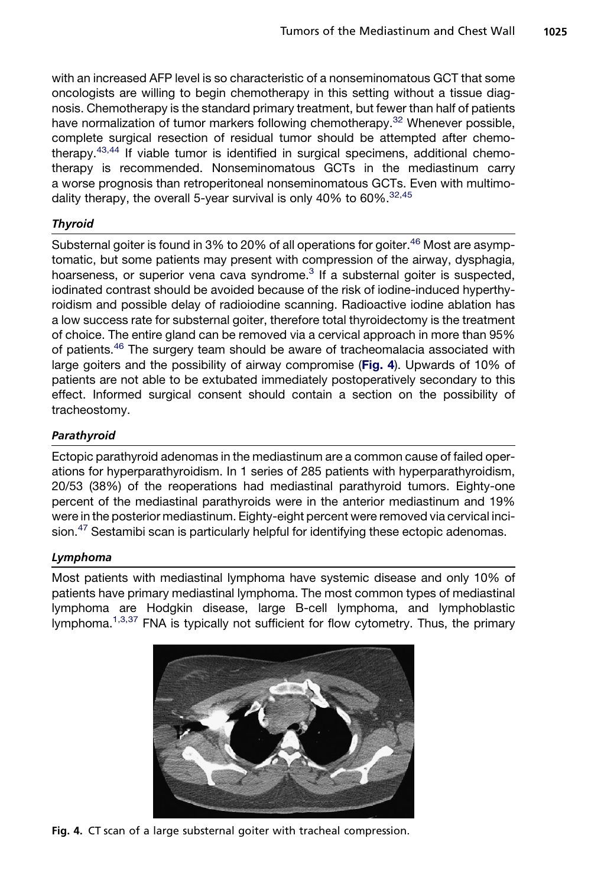with an increased AFP level is so characteristic of a nonseminomatous GCT that some oncologists are willing to begin chemotherapy in this setting without a tissue diagnosis. Chemotherapy is the standard primary treatment, but fewer than half of patients have normalization of tumor markers following chemotherapy.[32] Whenever possible, complete surgical resection of residual tumor should be attempted after chemotherapy.[43,44] If viable tumor is identified in surgical specimens, additional chemotherapy is recommended. Nonseminomatous GCTs in the mediastinum carry a worse prognosis than retroperitoneal nonseminomatous GCTs. Even with multimodality therapy, the overall 5-year survival is only 40% to 60%.[32,45]

### *Thyroid*

Substernal goiter is found in 3% to 20% of all operations for goiter.[46] Most are asymptomatic, but some patients may present with compression of the airway, dysphagia, hoarseness, or superior vena cava syndrome.[3] If a substernal goiter is suspected, iodinated contrast should be avoided because of the risk of iodine-induced hyperthyroidism and possible delay of radioiodine scanning. Radioactive iodine ablation has a low success rate for substernal goiter, therefore total thyroidectomy is the treatment of choice. The entire gland can be removed via a cervical approach in more than 95% of patients.[46] The surgery team should be aware of tracheomalacia associated with large goiters and the possibility of airway compromise (**Fig. 4**). Upwards of 10% of patients are not able to be extubated immediately postoperatively secondary to this effect. Informed surgical consent should contain a section on the possibility of tracheostomy.

### *Parathyroid*

Ectopic parathyroid adenomas in the mediastinum are a common cause of failed operations for hyperparathyroidism. In 1 series of 285 patients with hyperparathyroidism, 20/53 (38%) of the reoperations had mediastinal parathyroid tumors. Eighty-one percent of the mediastinal parathyroids were in the anterior mediastinum and 19% were in the posterior mediastinum. Eighty-eight percent were removed via cervical incision.[47] Sestamibi scan is particularly helpful for identifying these ectopic adenomas.

### *Lymphoma*

Most patients with mediastinal lymphoma have systemic disease and only 10% of patients have primary mediastinal lymphoma. The most common types of mediastinal lymphoma are Hodgkin disease, large B-cell lymphoma, and lymphoblastic lymphoma.[1,3,37] FNA is typically not sufficient for flow cytometry. Thus, the primary

**Fig. 4.** CT scan of a large substernal goiter with tracheal compression.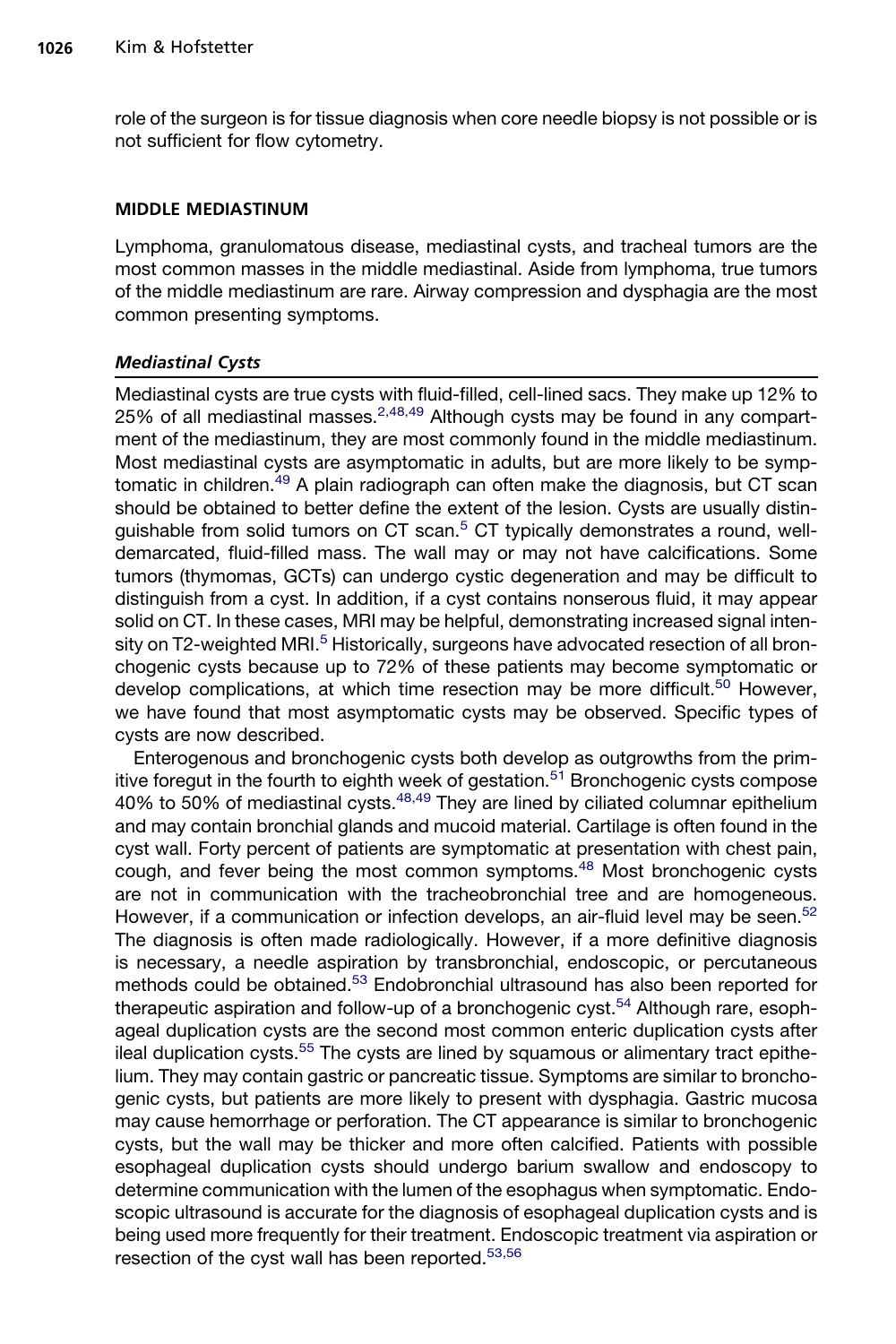role of the surgeon is for tissue diagnosis when core needle biopsy is not possible or is not sufficient for flow cytometry.

## MIDDLE MEDIASTINUM

Lymphoma, granulomatous disease, mediastinal cysts, and tracheal tumors are the most common masses in the middle mediastinal. Aside from lymphoma, true tumors of the middle mediastinum are rare. Airway compression and dysphagia are the most common presenting symptoms.

### *Mediastinal Cysts*

Mediastinal cysts are true cysts with fluid-filled, cell-lined sacs. They make up 12% to 25% of all mediastinal masses.[2,48,49] Although cysts may be found in any compartment of the mediastinum, they are most commonly found in the middle mediastinum. Most mediastinal cysts are asymptomatic in adults, but are more likely to be symptomatic in children.[49] A plain radiograph can often make the diagnosis, but CT scan should be obtained to better define the extent of the lesion. Cysts are usually distinguishable from solid tumors on CT scan.[5] CT typically demonstrates a round, well-demarcated, fluid-filled mass. The wall may or may not have calcifications. Some tumors (thymomas, GCTs) can undergo cystic degeneration and may be difficult to distinguish from a cyst. In addition, if a cyst contains nonserous fluid, it may appear solid on CT. In these cases, MRI may be helpful, demonstrating increased signal intensity on T2-weighted MRI.[5] Historically, surgeons have advocated resection of all bronchogenic cysts because up to 72% of these patients may become symptomatic or develop complications, at which time resection may be more difficult.[50] However, we have found that most asymptomatic cysts may be observed. Specific types of cysts are now described.

Enterogenous and bronchogenic cysts both develop as outgrowths from the primitive foregut in the fourth to eighth week of gestation.[51] Bronchogenic cysts compose 40% to 50% of mediastinal cysts.[48,49] They are lined by ciliated columnar epithelium and may contain bronchial glands and mucoid material. Cartilage is often found in the cyst wall. Forty percent of patients are symptomatic at presentation with chest pain, cough, and fever being the most common symptoms.[48] Most bronchogenic cysts are not in communication with the tracheobronchial tree and are homogeneous. However, if a communication or infection develops, an air-fluid level may be seen.[52] The diagnosis is often made radiologically. However, if a more definitive diagnosis is necessary, a needle aspiration by transbronchial, endoscopic, or percutaneous methods could be obtained.[53] Endobronchial ultrasound has also been reported for therapeutic aspiration and follow-up of a bronchogenic cyst.[54] Although rare, esophageal duplication cysts are the second most common enteric duplication cysts after ileal duplication cysts.[55] The cysts are lined by squamous or alimentary tract epithelium. They may contain gastric or pancreatic tissue. Symptoms are similar to bronchogenic cysts, but patients are more likely to present with dysphagia. Gastric mucosa may cause hemorrhage or perforation. The CT appearance is similar to bronchogenic cysts, but the wall may be thicker and more often calcified. Patients with possible esophageal duplication cysts should undergo barium swallow and endoscopy to determine communication with the lumen of the esophagus when symptomatic. Endoscopic ultrasound is accurate for the diagnosis of esophageal duplication cysts and is being used more frequently for their treatment. Endoscopic treatment via aspiration or resection of the cyst wall has been reported.[53,56]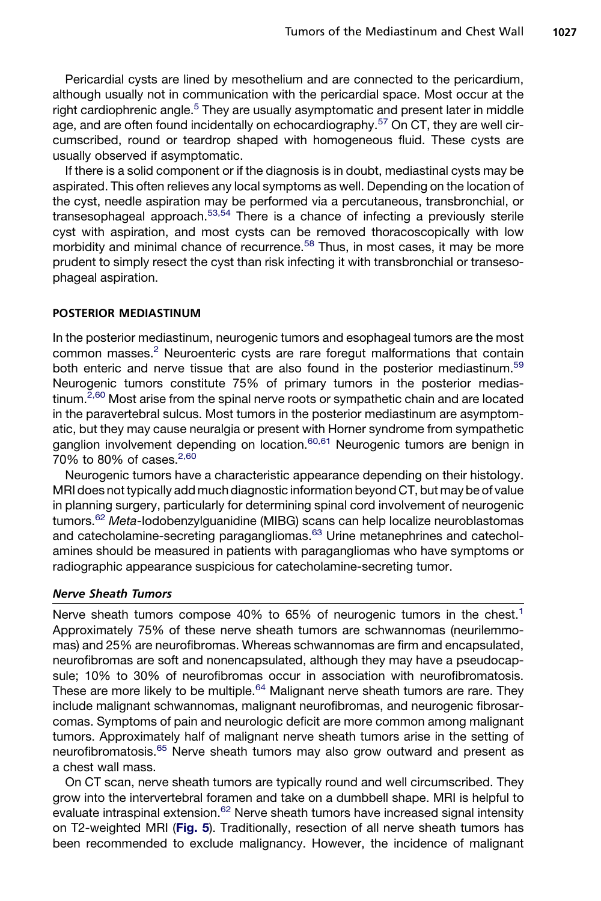Pericardial cysts are lined by mesothelium and are connected to the pericardium, although usually not in communication with the pericardial space. Most occur at the right cardiophrenic angle.[5] They are usually asymptomatic and present later in middle age, and are often found incidentally on echocardiography.[57] On CT, they are well circumscribed, round or teardrop shaped with homogeneous fluid. These cysts are usually observed if asymptomatic.

If there is a solid component or if the diagnosis is in doubt, mediastinal cysts may be aspirated. This often relieves any local symptoms as well. Depending on the location of the cyst, needle aspiration may be performed via a percutaneous, transbronchial, or transesophageal approach.[53,54] There is a chance of infecting a previously sterile cyst with aspiration, and most cysts can be removed thoracoscopically with low morbidity and minimal chance of recurrence.[58] Thus, in most cases, it may be more prudent to simply resect the cyst than risk infecting it with transbronchial or transesophageal aspiration.

## POSTERIOR MEDIASTINUM

In the posterior mediastinum, neurogenic tumors and esophageal tumors are the most common masses.[2] Neuroenteric cysts are rare foregut malformations that contain both enteric and nerve tissue that are also found in the posterior mediastinum.[59] Neurogenic tumors constitute 75% of primary tumors in the posterior mediastinum.[2,60] Most arise from the spinal nerve roots or sympathetic chain and are located in the paravertebral sulcus. Most tumors in the posterior mediastinum are asymptomatic, but they may cause neuralgia or present with Horner syndrome from sympathetic ganglion involvement depending on location.[60,61] Neurogenic tumors are benign in 70% to 80% of cases.[2,60]

Neurogenic tumors have a characteristic appearance depending on their histology. MRI does not typically add much diagnostic information beyond CT, but may be of value in planning surgery, particularly for determining spinal cord involvement of neurogenic tumors.[62] *Meta*-Iodobenzylguanidine (MIBG) scans can help localize neuroblastomas and catecholamine-secreting paragangliomas.[63] Urine metanephrines and catecholamines should be measured in patients with paragangliomas who have symptoms or radiographic appearance suspicious for catecholamine-secreting tumor.

### *Nerve Sheath Tumors*

Nerve sheath tumors compose 40% to 65% of neurogenic tumors in the chest.[1] Approximately 75% of these nerve sheath tumors are schwannomas (neurilemmomas) and 25% are neurofibromas. Whereas schwannomas are firm and encapsulated, neurofibromas are soft and nonencapsulated, although they may have a pseudocapsule; 10% to 30% of neurofibromas occur in association with neurofibromatosis. These are more likely to be multiple.[64] Malignant nerve sheath tumors are rare. They include malignant schwannomas, malignant neurofibromas, and neurogenic fibrosarcomas. Symptoms of pain and neurologic deficit are more common among malignant tumors. Approximately half of malignant nerve sheath tumors arise in the setting of neurofibromatosis.[65] Nerve sheath tumors may also grow outward and present as a chest wall mass.

On CT scan, nerve sheath tumors are typically round and well circumscribed. They grow into the intervertebral foramen and take on a dumbbell shape. MRI is helpful to evaluate intraspinal extension.[62] Nerve sheath tumors have increased signal intensity on T2-weighted MRI (**Fig. 5**). Traditionally, resection of all nerve sheath tumors has been recommended to exclude malignancy. However, the incidence of malignant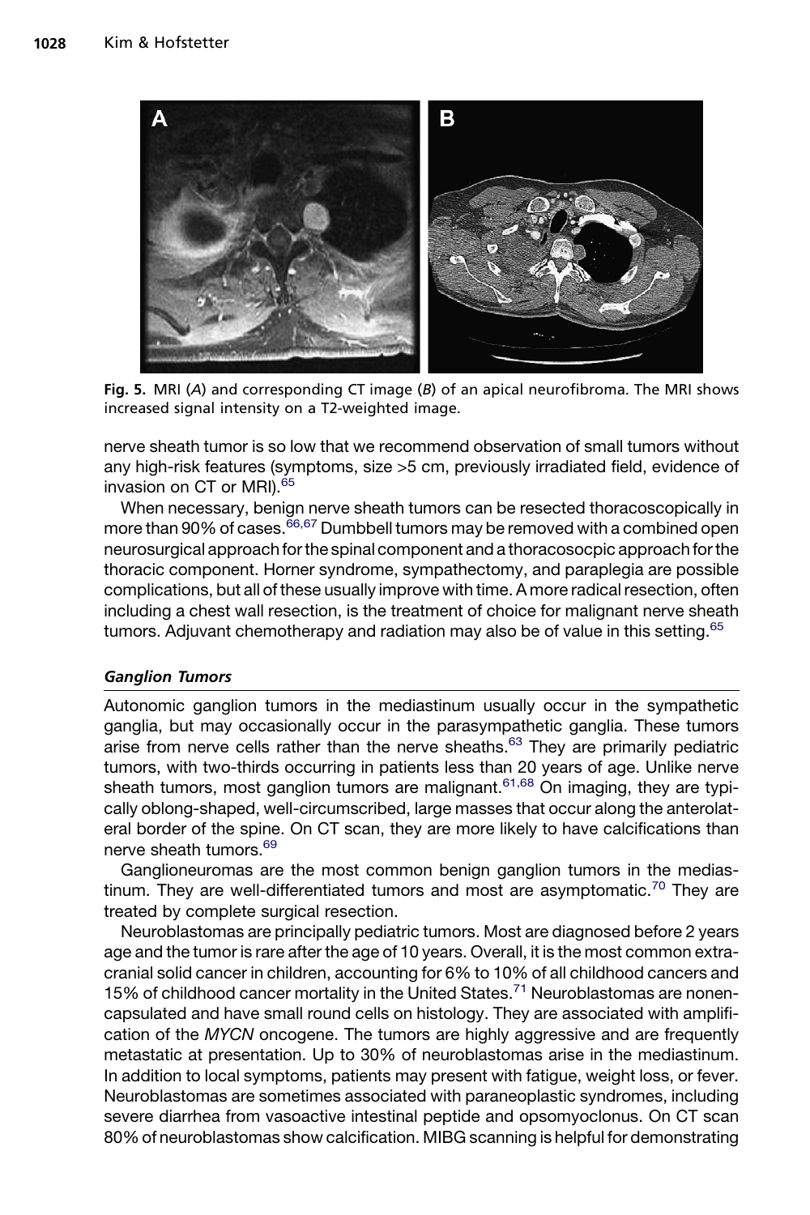Fig. 5. MRI (*A*) and corresponding CT image (*B*) of an apical neurofibroma. The MRI shows increased signal intensity on a T2-weighted image.

nerve sheath tumor is so low that we recommend observation of small tumors without any high-risk features (symptoms, size >5 cm, previously irradiated field, evidence of invasion on CT or MRI).[65]

When necessary, benign nerve sheath tumors can be resected thoracoscopically in more than 90% of cases.[66,67] Dumbbell tumors may be removed with a combined open neurosurgical approach for the spinal component and a thoracosocpic approach for the thoracic component. Horner syndrome, sympathectomy, and paraplegia are possible complications, but all of these usually improve with time. A more radical resection, often including a chest wall resection, is the treatment of choice for malignant nerve sheath tumors. Adjuvant chemotherapy and radiation may also be of value in this setting.[65]

### *Ganglion Tumors*

Autonomic ganglion tumors in the mediastinum usually occur in the sympathetic ganglia, but may occasionally occur in the parasympathetic ganglia. These tumors arise from nerve cells rather than the nerve sheaths.[63] They are primarily pediatric tumors, with two-thirds occurring in patients less than 20 years of age. Unlike nerve sheath tumors, most ganglion tumors are malignant.[61,68] On imaging, they are typically oblong-shaped, well-circumscribed, large masses that occur along the anterolateral border of the spine. On CT scan, they are more likely to have calcifications than nerve sheath tumors.[69]

Ganglioneuromas are the most common benign ganglion tumors in the mediastinum. They are well-differentiated tumors and most are asymptomatic.[70] They are treated by complete surgical resection.

Neuroblastomas are principally pediatric tumors. Most are diagnosed before 2 years age and the tumor is rare after the age of 10 years. Overall, it is the most common extracranial solid cancer in children, accounting for 6% to 10% of all childhood cancers and 15% of childhood cancer mortality in the United States.[71] Neuroblastomas are nonencapsulated and have small round cells on histology. They are associated with amplification of the *MYCN* oncogene. The tumors are highly aggressive and are frequently metastatic at presentation. Up to 30% of neuroblastomas arise in the mediastinum. In addition to local symptoms, patients may present with fatigue, weight loss, or fever. Neuroblastomas are sometimes associated with paraneoplastic syndromes, including severe diarrhea from vasoactive intestinal peptide and opsomyoclonus. On CT scan 80% of neuroblastomas show calcification. MIBG scanning is helpful for demonstrating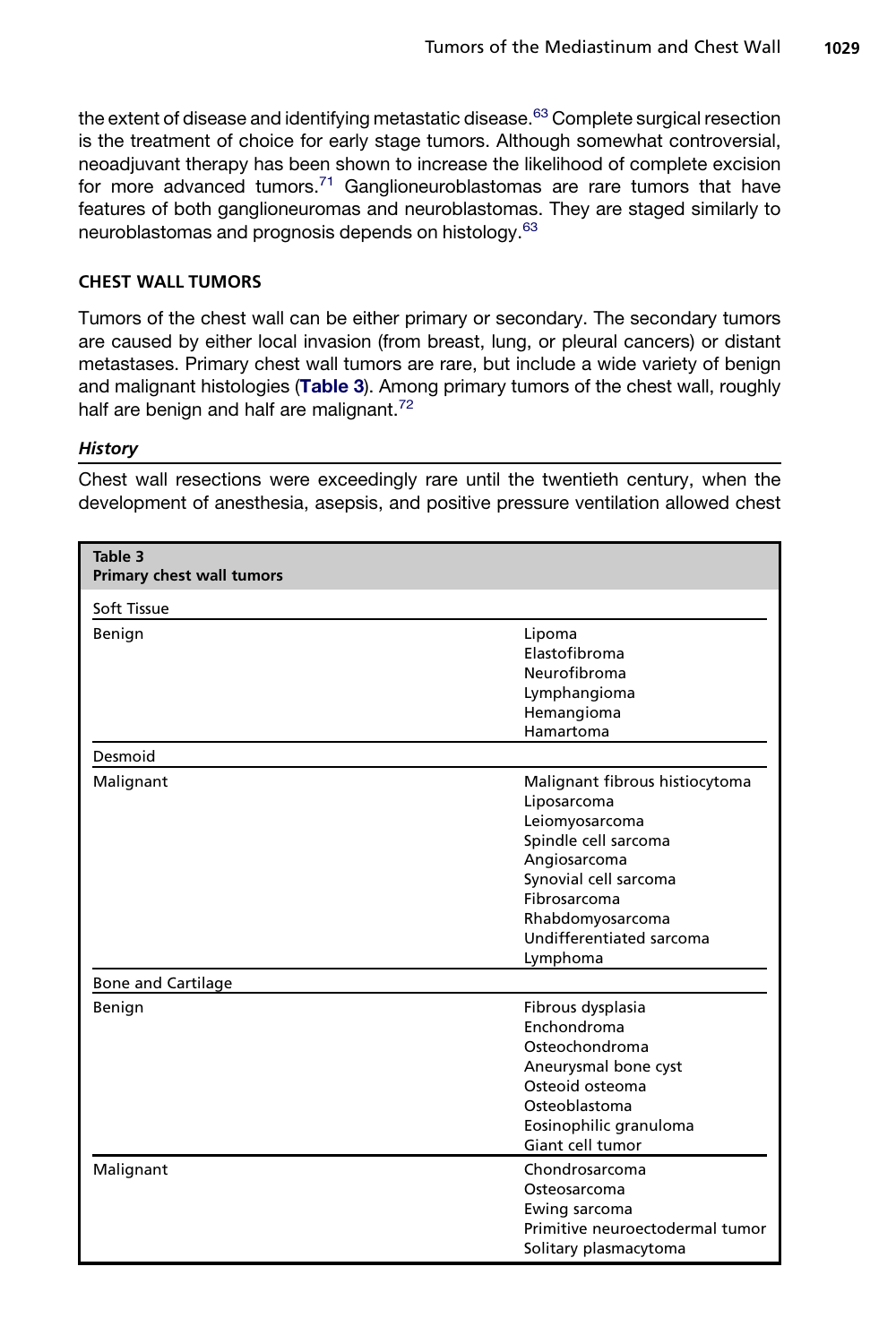the extent of disease and identifying metastatic disease.[63] Complete surgical resection is the treatment of choice for early stage tumors. Although somewhat controversial, neoadjuvant therapy has been shown to increase the likelihood of complete excision for more advanced tumors.[71] Ganglioneuroblastomas are rare tumors that have features of both ganglioneuromas and neuroblastomas. They are staged similarly to neuroblastomas and prognosis depends on histology.[63]

## CHEST WALL TUMORS

Tumors of the chest wall can be either primary or secondary. The secondary tumors are caused by either local invasion (from breast, lung, or pleural cancers) or distant metastases. Primary chest wall tumors are rare, but include a wide variety of benign and malignant histologies (**Table 3**). Among primary tumors of the chest wall, roughly half are benign and half are malignant.[72]

### *History*

Chest wall resections were exceedingly rare until the twentieth century, when the development of anesthesia, asepsis, and positive pressure ventilation allowed chest

**Table 3**
**Primary chest wall tumors**

| | |
|---|---|
| **Soft Tissue** | |
| Benign | Lipoma<br>Elastofibroma<br>Neurofibroma<br>Lymphangioma<br>Hemangioma<br>Hamartoma |
| Desmoid | |
| Malignant | Malignant fibrous histiocytoma<br>Liposarcoma<br>Leiomyosarcoma<br>Spindle cell sarcoma<br>Angiosarcoma<br>Synovial cell sarcoma<br>Fibrosarcoma<br>Rhabdomyosarcoma<br>Undifferentiated sarcoma<br>Lymphoma |
| **Bone and Cartilage** | |
| Benign | Fibrous dysplasia<br>Enchondroma<br>Osteochondroma<br>Aneurysmal bone cyst<br>Osteoid osteoma<br>Osteoblastoma<br>Eosinophilic granuloma<br>Giant cell tumor |
| Malignant | Chondrosarcoma<br>Osteosarcoma<br>Ewing sarcoma<br>Primitive neuroectodermal tumor<br>Solitary plasmacytoma |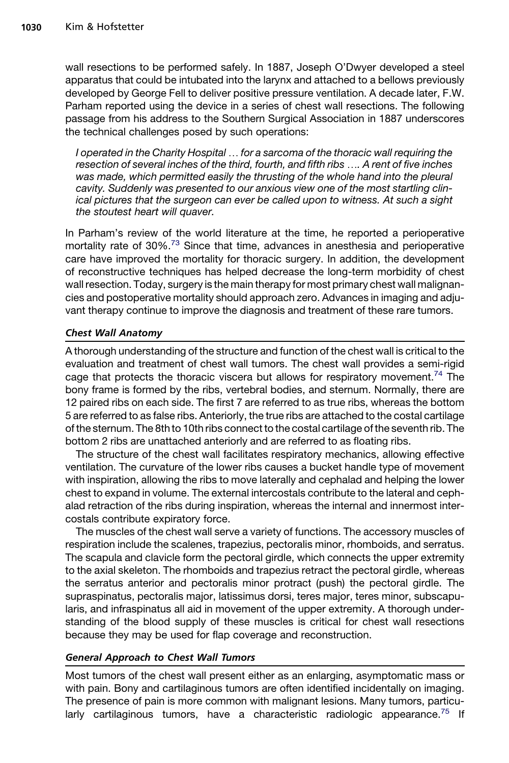wall resections to be performed safely. In 1887, Joseph O'Dwyer developed a steel apparatus that could be intubated into the larynx and attached to a bellows previously developed by George Fell to deliver positive pressure ventilation. A decade later, F.W. Parham reported using the device in a series of chest wall resections. The following passage from his address to the Southern Surgical Association in 1887 underscores the technical challenges posed by such operations:

*I operated in the Charity Hospital ... for a sarcoma of the thoracic wall requiring the resection of several inches of the third, fourth, and fifth ribs .... A rent of five inches was made, which permitted easily the thrusting of the whole hand into the pleural cavity. Suddenly was presented to our anxious view one of the most startling clinical pictures that the surgeon can ever be called upon to witness. At such a sight the stoutest heart will quaver.*

In Parham's review of the world literature at the time, he reported a perioperative mortality rate of 30%.[73] Since that time, advances in anesthesia and perioperative care have improved the mortality for thoracic surgery. In addition, the development of reconstructive techniques has helped decrease the long-term morbidity of chest wall resection. Today, surgery is the main therapy for most primary chest wall malignancies and postoperative mortality should approach zero. Advances in imaging and adjuvant therapy continue to improve the diagnosis and treatment of these rare tumors.

### *Chest Wall Anatomy*

A thorough understanding of the structure and function of the chest wall is critical to the evaluation and treatment of chest wall tumors. The chest wall provides a semi-rigid cage that protects the thoracic viscera but allows for respiratory movement.[74] The bony frame is formed by the ribs, vertebral bodies, and sternum. Normally, there are 12 paired ribs on each side. The first 7 are referred to as true ribs, whereas the bottom 5 are referred to as false ribs. Anteriorly, the true ribs are attached to the costal cartilage of the sternum. The 8th to 10th ribs connect to the costal cartilage of the seventh rib. The bottom 2 ribs are unattached anteriorly and are referred to as floating ribs.

The structure of the chest wall facilitates respiratory mechanics, allowing effective ventilation. The curvature of the lower ribs causes a bucket handle type of movement with inspiration, allowing the ribs to move laterally and cephalad and helping the lower chest to expand in volume. The external intercostals contribute to the lateral and cephalad retraction of the ribs during inspiration, whereas the internal and innermost intercostals contribute expiratory force.

The muscles of the chest wall serve a variety of functions. The accessory muscles of respiration include the scalenes, trapezius, pectoralis minor, rhomboids, and serratus. The scapula and clavicle form the pectoral girdle, which connects the upper extremity to the axial skeleton. The rhomboids and trapezius retract the pectoral girdle, whereas the serratus anterior and pectoralis minor protract (push) the pectoral girdle. The supraspinatus, pectoralis major, latissimus dorsi, teres major, teres minor, subscapularis, and infraspinatus all aid in movement of the upper extremity. A thorough understanding of the blood supply of these muscles is critical for chest wall resections because they may be used for flap coverage and reconstruction.

### *General Approach to Chest Wall Tumors*

Most tumors of the chest wall present either as an enlarging, asymptomatic mass or with pain. Bony and cartilaginous tumors are often identified incidentally on imaging. The presence of pain is more common with malignant lesions. Many tumors, particularly cartilaginous tumors, have a characteristic radiologic appearance.[75] If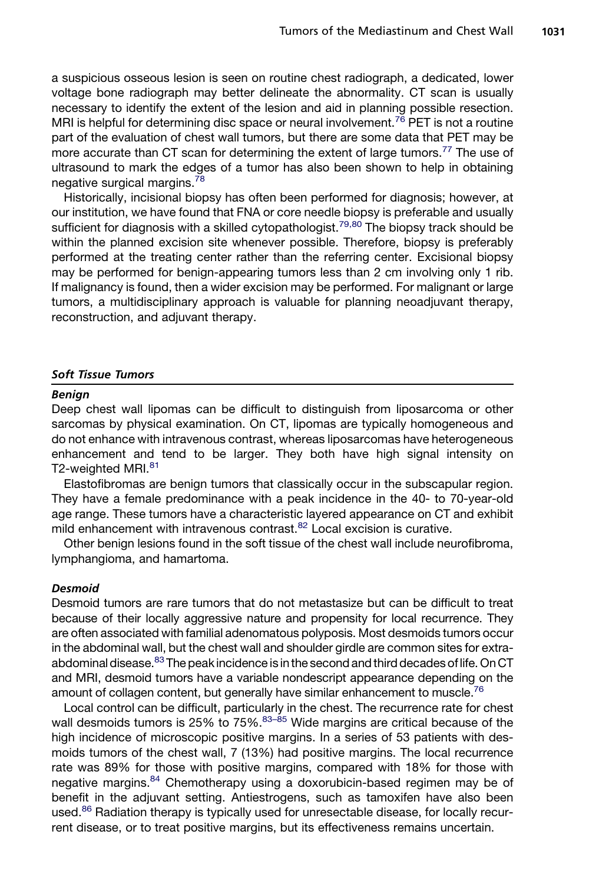a suspicious osseous lesion is seen on routine chest radiograph, a dedicated, lower voltage bone radiograph may better delineate the abnormality. CT scan is usually necessary to identify the extent of the lesion and aid in planning possible resection. MRI is helpful for determining disc space or neural involvement.[76] PET is not a routine part of the evaluation of chest wall tumors, but there are some data that PET may be more accurate than CT scan for determining the extent of large tumors.[77] The use of ultrasound to mark the edges of a tumor has also been shown to help in obtaining negative surgical margins.[78]

Historically, incisional biopsy has often been performed for diagnosis; however, at our institution, we have found that FNA or core needle biopsy is preferable and usually sufficient for diagnosis with a skilled cytopathologist.[79,80] The biopsy track should be within the planned excision site whenever possible. Therefore, biopsy is preferably performed at the treating center rather than the referring center. Excisional biopsy may be performed for benign-appearing tumors less than 2 cm involving only 1 rib. If malignancy is found, then a wider excision may be performed. For malignant or large tumors, a multidisciplinary approach is valuable for planning neoadjuvant therapy, reconstruction, and adjuvant therapy.

### *Soft Tissue Tumors*

#### *Benign*

Deep chest wall lipomas can be difficult to distinguish from liposarcoma or other sarcomas by physical examination. On CT, lipomas are typically homogeneous and do not enhance with intravenous contrast, whereas liposarcomas have heterogeneous enhancement and tend to be larger. They both have high signal intensity on T2-weighted MRI.[81]

Elastofibromas are benign tumors that classically occur in the subscapular region. They have a female predominance with a peak incidence in the 40- to 70-year-old age range. These tumors have a characteristic layered appearance on CT and exhibit mild enhancement with intravenous contrast.[82] Local excision is curative.

Other benign lesions found in the soft tissue of the chest wall include neurofibroma, lymphangioma, and hamartoma.

#### *Desmoid*

Desmoid tumors are rare tumors that do not metastasize but can be difficult to treat because of their locally aggressive nature and propensity for local recurrence. They are often associated with familial adenomatous polyposis. Most desmoids tumors occur in the abdominal wall, but the chest wall and shoulder girdle are common sites for extra-abdominal disease.[83] The peak incidence is in the second and third decades of life. On CT and MRI, desmoid tumors have a variable nondescript appearance depending on the amount of collagen content, but generally have similar enhancement to muscle.[76]

Local control can be difficult, particularly in the chest. The recurrence rate for chest wall desmoids tumors is 25% to 75%.[83–85] Wide margins are critical because of the high incidence of microscopic positive margins. In a series of 53 patients with desmoids tumors of the chest wall, 7 (13%) had positive margins. The local recurrence rate was 89% for those with positive margins, compared with 18% for those with negative margins.[84] Chemotherapy using a doxorubicin-based regimen may be of benefit in the adjuvant setting. Antiestrogens, such as tamoxifen have also been used.[86] Radiation therapy is typically used for unresectable disease, for locally recurrent disease, or to treat positive margins, but its effectiveness remains uncertain.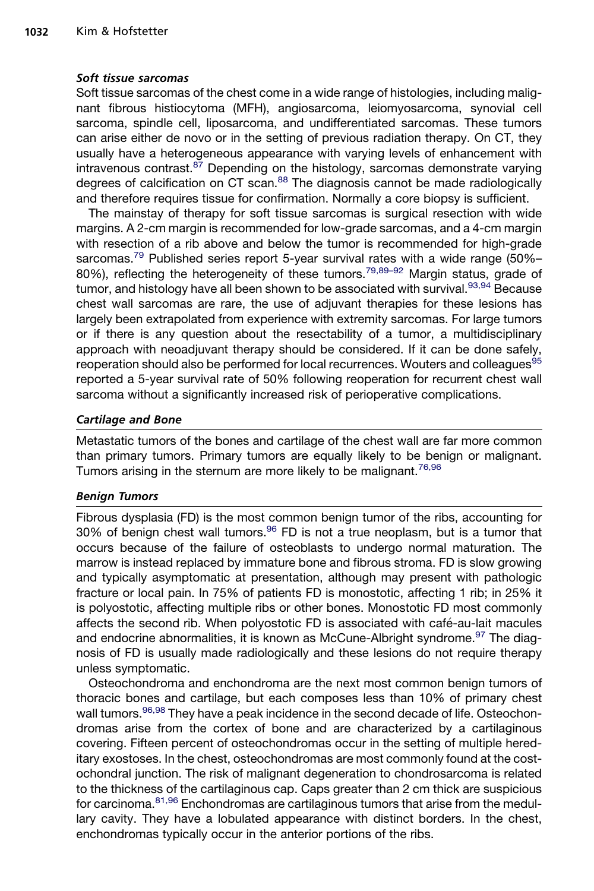#### *Soft tissue sarcomas*

Soft tissue sarcomas of the chest come in a wide range of histologies, including malignant fibrous histiocytoma (MFH), angiosarcoma, leiomyosarcoma, synovial cell sarcoma, spindle cell, liposarcoma, and undifferentiated sarcomas. These tumors can arise either de novo or in the setting of previous radiation therapy. On CT, they usually have a heterogeneous appearance with varying levels of enhancement with intravenous contrast.[87] Depending on the histology, sarcomas demonstrate varying degrees of calcification on CT scan.[88] The diagnosis cannot be made radiologically and therefore requires tissue for confirmation. Normally a core biopsy is sufficient.

The mainstay of therapy for soft tissue sarcomas is surgical resection with wide margins. A 2-cm margin is recommended for low-grade sarcomas, and a 4-cm margin with resection of a rib above and below the tumor is recommended for high-grade sarcomas.[79] Published series report 5-year survival rates with a wide range (50%–80%), reflecting the heterogeneity of these tumors.[79,89–92] Margin status, grade of tumor, and histology have all been shown to be associated with survival.[93,94] Because chest wall sarcomas are rare, the use of adjuvant therapies for these lesions has largely been extrapolated from experience with extremity sarcomas. For large tumors or if there is any question about the resectability of a tumor, a multidisciplinary approach with neoadjuvant therapy should be considered. If it can be done safely, reoperation should also be performed for local recurrences. Wouters and colleagues[95] reported a 5-year survival rate of 50% following reoperation for recurrent chest wall sarcoma without a significantly increased risk of perioperative complications.

### *Cartilage and Bone*

Metastatic tumors of the bones and cartilage of the chest wall are far more common than primary tumors. Primary tumors are equally likely to be benign or malignant. Tumors arising in the sternum are more likely to be malignant.[76,96]

### *Benign Tumors*

Fibrous dysplasia (FD) is the most common benign tumor of the ribs, accounting for 30% of benign chest wall tumors.[96] FD is not a true neoplasm, but is a tumor that occurs because of the failure of osteoblasts to undergo normal maturation. The marrow is instead replaced by immature bone and fibrous stroma. FD is slow growing and typically asymptomatic at presentation, although may present with pathologic fracture or local pain. In 75% of patients FD is monostotic, affecting 1 rib; in 25% it is polyostotic, affecting multiple ribs or other bones. Monostotic FD most commonly affects the second rib. When polyostotic FD is associated with café-au-lait macules and endocrine abnormalities, it is known as McCune-Albright syndrome.[97] The diagnosis of FD is usually made radiologically and these lesions do not require therapy unless symptomatic.

Osteochondroma and enchondroma are the next most common benign tumors of thoracic bones and cartilage, but each composes less than 10% of primary chest wall tumors.[96,98] They have a peak incidence in the second decade of life. Osteochondromas arise from the cortex of bone and are characterized by a cartilaginous covering. Fifteen percent of osteochondromas occur in the setting of multiple hereditary exostoses. In the chest, osteochondromas are most commonly found at the costochondral junction. The risk of malignant degeneration to chondrosarcoma is related to the thickness of the cartilaginous cap. Caps greater than 2 cm thick are suspicious for carcinoma.[81,96] Enchondromas are cartilaginous tumors that arise from the medullary cavity. They have a lobulated appearance with distinct borders. In the chest, enchondromas typically occur in the anterior portions of the ribs.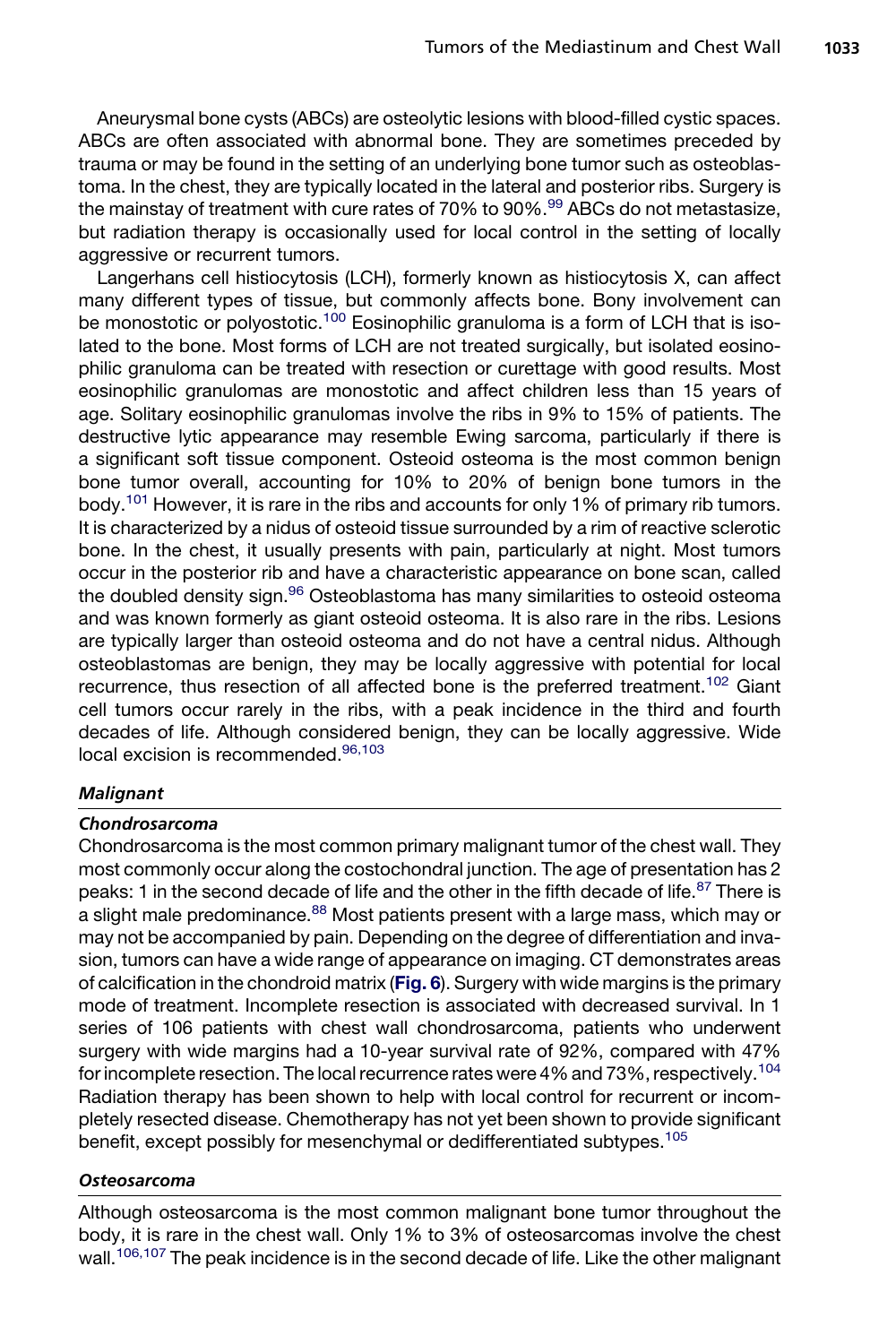Aneurysmal bone cysts (ABCs) are osteolytic lesions with blood-filled cystic spaces. ABCs are often associated with abnormal bone. They are sometimes preceded by trauma or may be found in the setting of an underlying bone tumor such as osteoblastoma. In the chest, they are typically located in the lateral and posterior ribs. Surgery is the mainstay of treatment with cure rates of 70% to 90%.[99] ABCs do not metastasize, but radiation therapy is occasionally used for local control in the setting of locally aggressive or recurrent tumors.

Langerhans cell histiocytosis (LCH), formerly known as histiocytosis X, can affect many different types of tissue, but commonly affects bone. Bony involvement can be monostotic or polyostotic.[100] Eosinophilic granuloma is a form of LCH that is isolated to the bone. Most forms of LCH are not treated surgically, but isolated eosinophilic granuloma can be treated with resection or curettage with good results. Most eosinophilic granulomas are monostotic and affect children less than 15 years of age. Solitary eosinophilic granulomas involve the ribs in 9% to 15% of patients. The destructive lytic appearance may resemble Ewing sarcoma, particularly if there is a significant soft tissue component. Osteoid osteoma is the most common benign bone tumor overall, accounting for 10% to 20% of benign bone tumors in the body.[101] However, it is rare in the ribs and accounts for only 1% of primary rib tumors. It is characterized by a nidus of osteoid tissue surrounded by a rim of reactive sclerotic bone. In the chest, it usually presents with pain, particularly at night. Most tumors occur in the posterior rib and have a characteristic appearance on bone scan, called the doubled density sign.[96] Osteoblastoma has many similarities to osteoid osteoma and was known formerly as giant osteoid osteoma. It is also rare in the ribs. Lesions are typically larger than osteoid osteoma and do not have a central nidus. Although osteoblastomas are benign, they may be locally aggressive with potential for local recurrence, thus resection of all affected bone is the preferred treatment.[102] Giant cell tumors occur rarely in the ribs, with a peak incidence in the third and fourth decades of life. Although considered benign, they can be locally aggressive. Wide local excision is recommended.[96,103]

### *Malignant*

#### *Chondrosarcoma*

Chondrosarcoma is the most common primary malignant tumor of the chest wall. They most commonly occur along the costochondral junction. The age of presentation has 2 peaks: 1 in the second decade of life and the other in the fifth decade of life.[87] There is a slight male predominance.[88] Most patients present with a large mass, which may or may not be accompanied by pain. Depending on the degree of differentiation and invasion, tumors can have a wide range of appearance on imaging. CT demonstrates areas of calcification in the chondroid matrix (**Fig. 6**). Surgery with wide margins is the primary mode of treatment. Incomplete resection is associated with decreased survival. In 1 series of 106 patients with chest wall chondrosarcoma, patients who underwent surgery with wide margins had a 10-year survival rate of 92%, compared with 47% for incomplete resection. The local recurrence rates were 4% and 73%, respectively.[104] Radiation therapy has been shown to help with local control for recurrent or incompletely resected disease. Chemotherapy has not yet been shown to provide significant benefit, except possibly for mesenchymal or dedifferentiated subtypes.[105]

#### *Osteosarcoma*

Although osteosarcoma is the most common malignant bone tumor throughout the body, it is rare in the chest wall. Only 1% to 3% of osteosarcomas involve the chest wall.[106,107] The peak incidence is in the second decade of life. Like the other malignant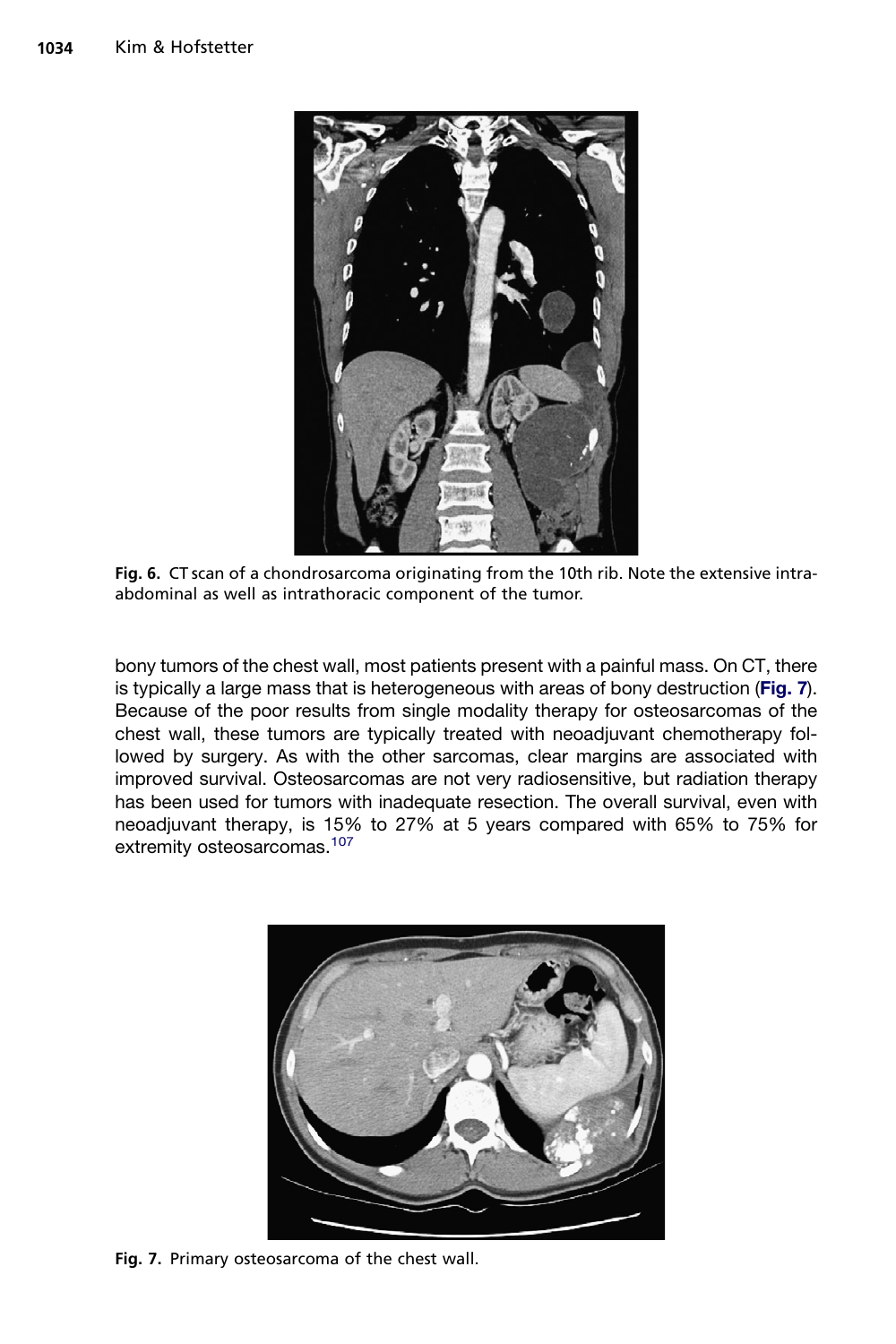Fig. 6. CT scan of a chondrosarcoma originating from the 10th rib. Note the extensive intra-abdominal as well as intrathoracic component of the tumor.

bony tumors of the chest wall, most patients present with a painful mass. On CT, there is typically a large mass that is heterogeneous with areas of bony destruction (**Fig. 7**). Because of the poor results from single modality therapy for osteosarcomas of the chest wall, these tumors are typically treated with neoadjuvant chemotherapy followed by surgery. As with the other sarcomas, clear margins are associated with improved survival. Osteosarcomas are not very radiosensitive, but radiation therapy has been used for tumors with inadequate resection. The overall survival, even with neoadjuvant therapy, is 15% to 27% at 5 years compared with 65% to 75% for extremity osteosarcomas.[107]

Fig. 7. Primary osteosarcoma of the chest wall.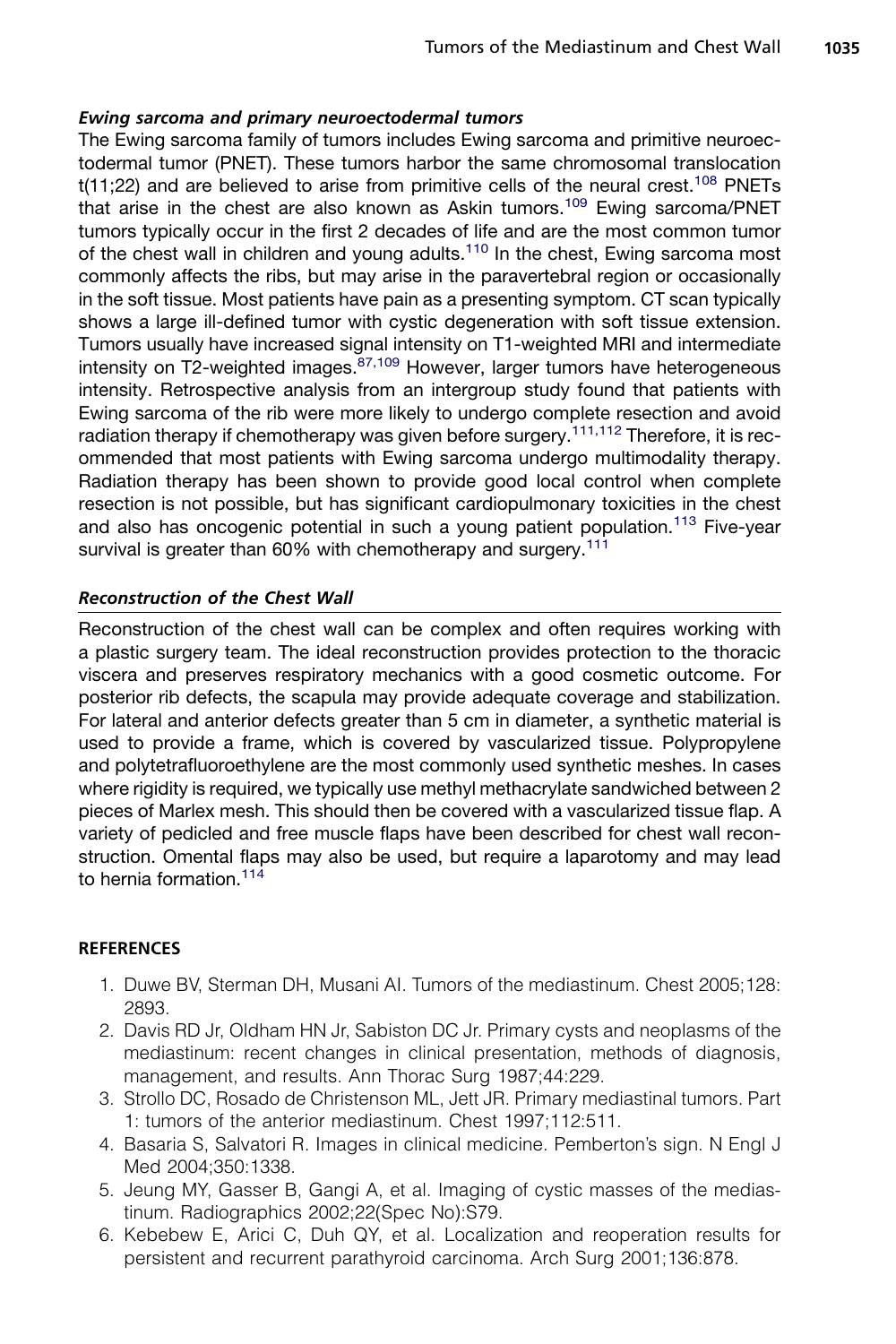#### *Ewing sarcoma and primary neuroectodermal tumors*

The Ewing sarcoma family of tumors includes Ewing sarcoma and primitive neuroectodermal tumor (PNET). These tumors harbor the same chromosomal translocation t(11;22) and are believed to arise from primitive cells of the neural crest.[108] PNETs that arise in the chest are also known as Askin tumors.[109] Ewing sarcoma/PNET tumors typically occur in the first 2 decades of life and are the most common tumor of the chest wall in children and young adults.[110] In the chest, Ewing sarcoma most commonly affects the ribs, but may arise in the paravertebral region or occasionally in the soft tissue. Most patients have pain as a presenting symptom. CT scan typically shows a large ill-defined tumor with cystic degeneration with soft tissue extension. Tumors usually have increased signal intensity on T1-weighted MRI and intermediate intensity on T2-weighted images.[87,109] However, larger tumors have heterogeneous intensity. Retrospective analysis from an intergroup study found that patients with Ewing sarcoma of the rib were more likely to undergo complete resection and avoid radiation therapy if chemotherapy was given before surgery.[111,112] Therefore, it is recommended that most patients with Ewing sarcoma undergo multimodality therapy. Radiation therapy has been shown to provide good local control when complete resection is not possible, but has significant cardiopulmonary toxicities in the chest and also has oncogenic potential in such a young patient population.[113] Five-year survival is greater than 60% with chemotherapy and surgery.[111]

### *Reconstruction of the Chest Wall*

Reconstruction of the chest wall can be complex and often requires working with a plastic surgery team. The ideal reconstruction provides protection to the thoracic viscera and preserves respiratory mechanics with a good cosmetic outcome. For posterior rib defects, the scapula may provide adequate coverage and stabilization. For lateral and anterior defects greater than 5 cm in diameter, a synthetic material is used to provide a frame, which is covered by vascularized tissue. Polypropylene and polytetrafluoroethylene are the most commonly used synthetic meshes. In cases where rigidity is required, we typically use methyl methacrylate sandwiched between 2 pieces of Marlex mesh. This should then be covered with a vascularized tissue flap. A variety of pedicled and free muscle flaps have been described for chest wall reconstruction. Omental flaps may also be used, but require a laparotomy and may lead to hernia formation.[114]

## REFERENCES

1. Duwe BV, Sterman DH, Musani AI. Tumors of the mediastinum. Chest 2005;128:2893.
2. Davis RD Jr, Oldham HN Jr, Sabiston DC Jr. Primary cysts and neoplasms of the mediastinum: recent changes in clinical presentation, methods of diagnosis, management, and results. Ann Thorac Surg 1987;44:229.
3. Strollo DC, Rosado de Christenson ML, Jett JR. Primary mediastinal tumors. Part 1: tumors of the anterior mediastinum. Chest 1997;112:511.
4. Basaria S, Salvatori R. Images in clinical medicine. Pemberton's sign. N Engl J Med 2004;350:1338.
5. Jeung MY, Gasser B, Gangi A, et al. Imaging of cystic masses of the mediastinum. Radiographics 2002;22(Spec No):S79.
6. Kebebew E, Arici C, Duh QY, et al. Localization and reoperation results for persistent and recurrent parathyroid carcinoma. Arch Surg 2001;136:878.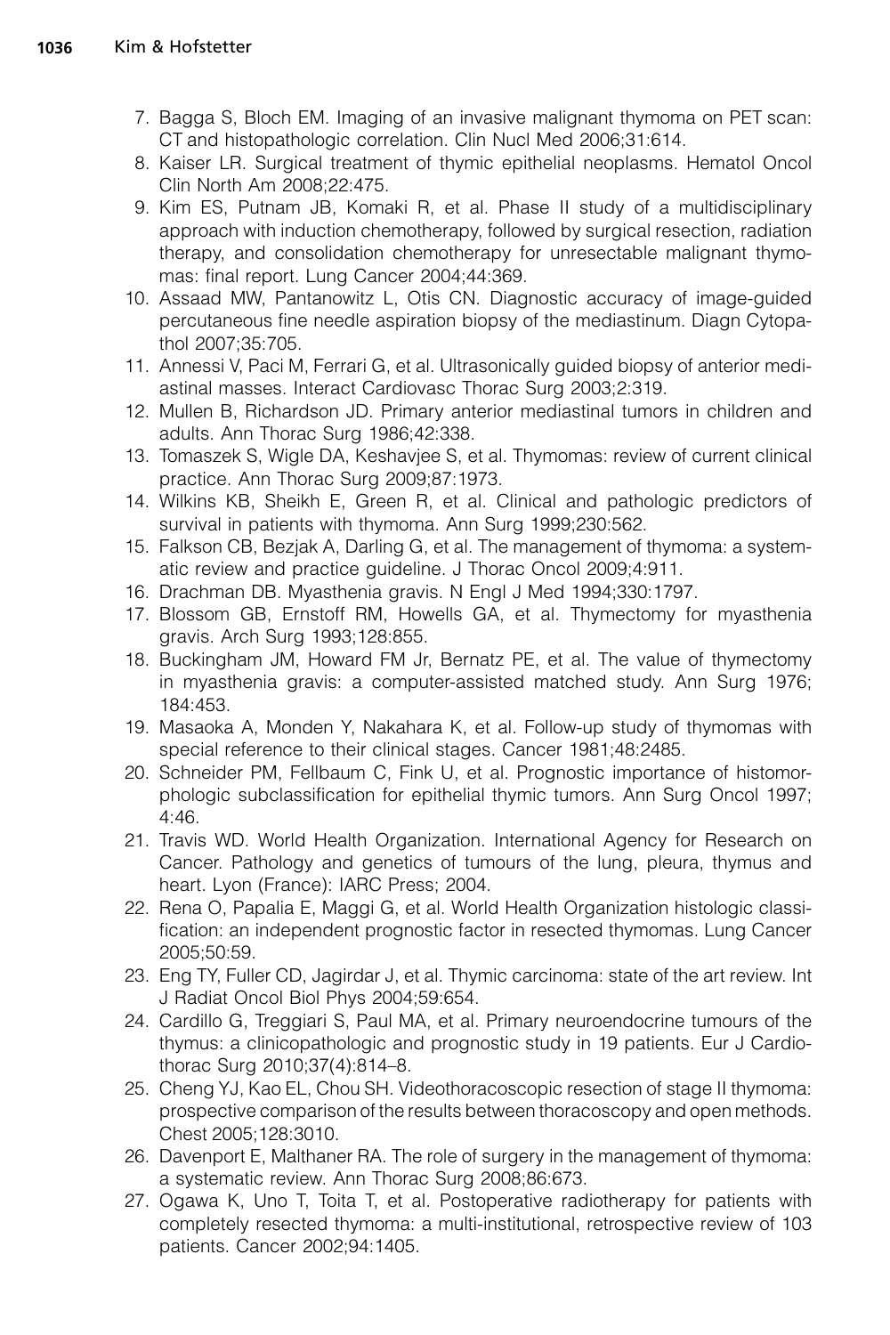7. Bagga S, Bloch EM. Imaging of an invasive malignant thymoma on PET scan: CT and histopathologic correlation. Clin Nucl Med 2006;31:614.
8. Kaiser LR. Surgical treatment of thymic epithelial neoplasms. Hematol Oncol Clin North Am 2008;22:475.
9. Kim ES, Putnam JB, Komaki R, et al. Phase II study of a multidisciplinary approach with induction chemotherapy, followed by surgical resection, radiation therapy, and consolidation chemotherapy for unresectable malignant thymomas: final report. Lung Cancer 2004;44:369.
10. Assaad MW, Pantanowitz L, Otis CN. Diagnostic accuracy of image-guided percutaneous fine needle aspiration biopsy of the mediastinum. Diagn Cytopathol 2007;35:705.
11. Annessi V, Paci M, Ferrari G, et al. Ultrasonically guided biopsy of anterior mediastinal masses. Interact Cardiovasc Thorac Surg 2003;2:319.
12. Mullen B, Richardson JD. Primary anterior mediastinal tumors in children and adults. Ann Thorac Surg 1986;42:338.
13. Tomaszek S, Wigle DA, Keshavjee S, et al. Thymomas: review of current clinical practice. Ann Thorac Surg 2009;87:1973.
14. Wilkins KB, Sheikh E, Green R, et al. Clinical and pathologic predictors of survival in patients with thymoma. Ann Surg 1999;230:562.
15. Falkson CB, Bezjak A, Darling G, et al. The management of thymoma: a systematic review and practice guideline. J Thorac Oncol 2009;4:911.
16. Drachman DB. Myasthenia gravis. N Engl J Med 1994;330:1797.
17. Blossom GB, Ernstoff RM, Howells GA, et al. Thymectomy for myasthenia gravis. Arch Surg 1993;128:855.
18. Buckingham JM, Howard FM Jr, Bernatz PE, et al. The value of thymectomy in myasthenia gravis: a computer-assisted matched study. Ann Surg 1976;184:453.
19. Masaoka A, Monden Y, Nakahara K, et al. Follow-up study of thymomas with special reference to their clinical stages. Cancer 1981;48:2485.
20. Schneider PM, Fellbaum C, Fink U, et al. Prognostic importance of histomorphologic subclassification for epithelial thymic tumors. Ann Surg Oncol 1997;4:46.
21. Travis WD. World Health Organization. International Agency for Research on Cancer. Pathology and genetics of tumours of the lung, pleura, thymus and heart. Lyon (France): IARC Press; 2004.
22. Rena O, Papalia E, Maggi G, et al. World Health Organization histologic classification: an independent prognostic factor in resected thymomas. Lung Cancer 2005;50:59.
23. Eng TY, Fuller CD, Jagirdar J, et al. Thymic carcinoma: state of the art review. Int J Radiat Oncol Biol Phys 2004;59:654.
24. Cardillo G, Treggiari S, Paul MA, et al. Primary neuroendocrine tumours of the thymus: a clinicopathologic and prognostic study in 19 patients. Eur J Cardiothorac Surg 2010;37(4):814–8.
25. Cheng YJ, Kao EL, Chou SH. Videothoracoscopic resection of stage II thymoma: prospective comparison of the results between thoracoscopy and open methods. Chest 2005;128:3010.
26. Davenport E, Malthaner RA. The role of surgery in the management of thymoma: a systematic review. Ann Thorac Surg 2008;86:673.
27. Ogawa K, Uno T, Toita T, et al. Postoperative radiotherapy for patients with completely resected thymoma: a multi-institutional, retrospective review of 103 patients. Cancer 2002;94:1405.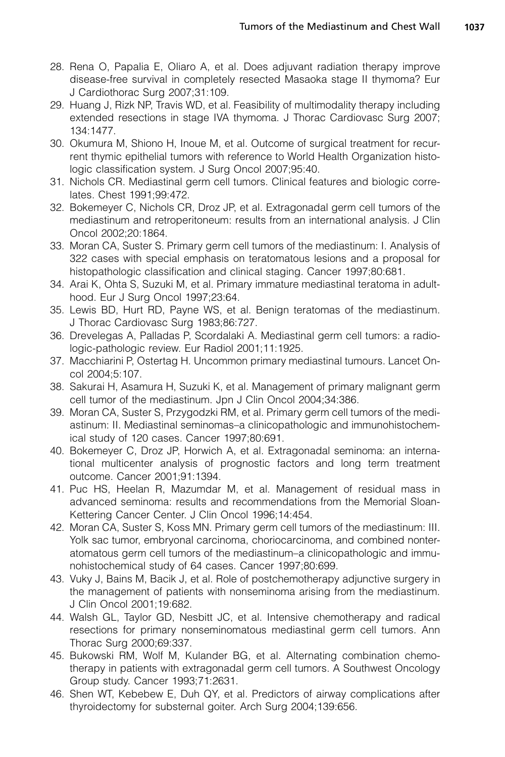28. Rena O, Papalia E, Oliaro A, et al. Does adjuvant radiation therapy improve disease-free survival in completely resected Masaoka stage II thymoma? Eur J Cardiothorac Surg 2007;31:109.
29. Huang J, Rizk NP, Travis WD, et al. Feasibility of multimodality therapy including extended resections in stage IVA thymoma. J Thorac Cardiovasc Surg 2007; 134:1477.
30. Okumura M, Shiono H, Inoue M, et al. Outcome of surgical treatment for recurrent thymic epithelial tumors with reference to World Health Organization histologic classification system. J Surg Oncol 2007;95:40.
31. Nichols CR. Mediastinal germ cell tumors. Clinical features and biologic correlates. Chest 1991;99:472.
32. Bokemeyer C, Nichols CR, Droz JP, et al. Extragonadal germ cell tumors of the mediastinum and retroperitoneum: results from an international analysis. J Clin Oncol 2002;20:1864.
33. Moran CA, Suster S. Primary germ cell tumors of the mediastinum: I. Analysis of 322 cases with special emphasis on teratomatous lesions and a proposal for histopathologic classification and clinical staging. Cancer 1997;80:681.
34. Arai K, Ohta S, Suzuki M, et al. Primary immature mediastinal teratoma in adulthood. Eur J Surg Oncol 1997;23:64.
35. Lewis BD, Hurt RD, Payne WS, et al. Benign teratomas of the mediastinum. J Thorac Cardiovasc Surg 1983;86:727.
36. Drevelegas A, Palladas P, Scordalaki A. Mediastinal germ cell tumors: a radiologic-pathologic review. Eur Radiol 2001;11:1925.
37. Macchiarini P, Ostertag H. Uncommon primary mediastinal tumours. Lancet Oncol 2004;5:107.
38. Sakurai H, Asamura H, Suzuki K, et al. Management of primary malignant germ cell tumor of the mediastinum. Jpn J Clin Oncol 2004;34:386.
39. Moran CA, Suster S, Przygodzki RM, et al. Primary germ cell tumors of the mediastinum: II. Mediastinal seminomas–a clinicopathologic and immunohistochemical study of 120 cases. Cancer 1997;80:691.
40. Bokemeyer C, Droz JP, Horwich A, et al. Extragonadal seminoma: an international multicenter analysis of prognostic factors and long term treatment outcome. Cancer 2001;91:1394.
41. Puc HS, Heelan R, Mazumdar M, et al. Management of residual mass in advanced seminoma: results and recommendations from the Memorial Sloan-Kettering Cancer Center. J Clin Oncol 1996;14:454.
42. Moran CA, Suster S, Koss MN. Primary germ cell tumors of the mediastinum: III. Yolk sac tumor, embryonal carcinoma, choriocarcinoma, and combined nonteratomatous germ cell tumors of the mediastinum–a clinicopathologic and immunohistochemical study of 64 cases. Cancer 1997;80:699.
43. Vuky J, Bains M, Bacik J, et al. Role of postchemotherapy adjunctive surgery in the management of patients with nonseminoma arising from the mediastinum. J Clin Oncol 2001;19:682.
44. Walsh GL, Taylor GD, Nesbitt JC, et al. Intensive chemotherapy and radical resections for primary nonseminomatous mediastinal germ cell tumors. Ann Thorac Surg 2000;69:337.
45. Bukowski RM, Wolf M, Kulander BG, et al. Alternating combination chemotherapy in patients with extragonadal germ cell tumors. A Southwest Oncology Group study. Cancer 1993;71:2631.
46. Shen WT, Kebebew E, Duh QY, et al. Predictors of airway complications after thyroidectomy for substernal goiter. Arch Surg 2004;139:656.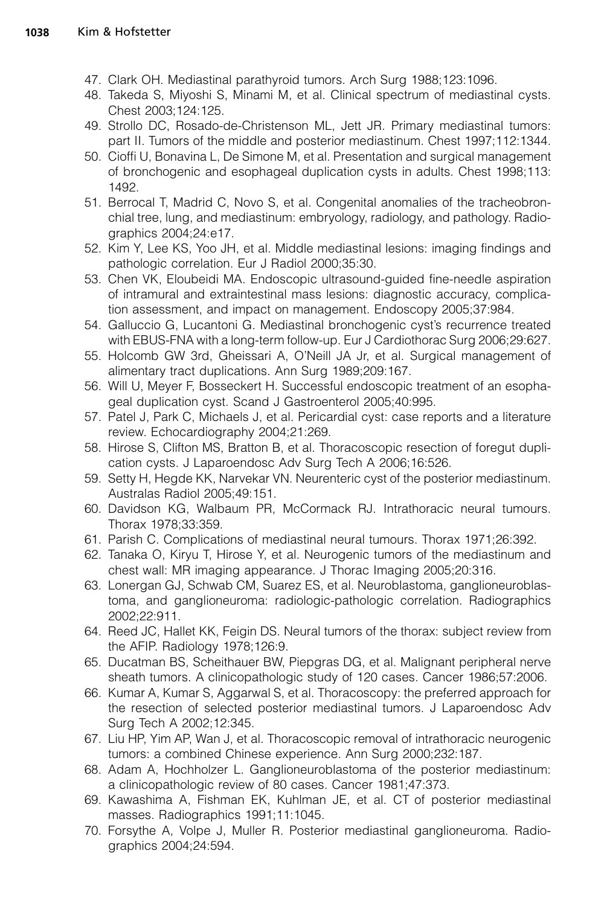47. Clark OH. Mediastinal parathyroid tumors. Arch Surg 1988;123:1096.
48. Takeda S, Miyoshi S, Minami M, et al. Clinical spectrum of mediastinal cysts. Chest 2003;124:125.
49. Strollo DC, Rosado-de-Christenson ML, Jett JR. Primary mediastinal tumors: part II. Tumors of the middle and posterior mediastinum. Chest 1997;112:1344.
50. Cioffi U, Bonavina L, De Simone M, et al. Presentation and surgical management of bronchogenic and esophageal duplication cysts in adults. Chest 1998;113:1492.
51. Berrocal T, Madrid C, Novo S, et al. Congenital anomalies of the tracheobronchial tree, lung, and mediastinum: embryology, radiology, and pathology. Radiographics 2004;24:e17.
52. Kim Y, Lee KS, Yoo JH, et al. Middle mediastinal lesions: imaging findings and pathologic correlation. Eur J Radiol 2000;35:30.
53. Chen VK, Eloubeidi MA. Endoscopic ultrasound-guided fine-needle aspiration of intramural and extraintestinal mass lesions: diagnostic accuracy, complication assessment, and impact on management. Endoscopy 2005;37:984.
54. Galluccio G, Lucantoni G. Mediastinal bronchogenic cyst's recurrence treated with EBUS-FNA with a long-term follow-up. Eur J Cardiothorac Surg 2006;29:627.
55. Holcomb GW 3rd, Gheissari A, O'Neill JA Jr, et al. Surgical management of alimentary tract duplications. Ann Surg 1989;209:167.
56. Will U, Meyer F, Bosseckert H. Successful endoscopic treatment of an esophageal duplication cyst. Scand J Gastroenterol 2005;40:995.
57. Patel J, Park C, Michaels J, et al. Pericardial cyst: case reports and a literature review. Echocardiography 2004;21:269.
58. Hirose S, Clifton MS, Bratton B, et al. Thoracoscopic resection of foregut duplication cysts. J Laparoendosc Adv Surg Tech A 2006;16:526.
59. Setty H, Hegde KK, Narvekar VN. Neurenteric cyst of the posterior mediastinum. Australas Radiol 2005;49:151.
60. Davidson KG, Walbaum PR, McCormack RJ. Intrathoracic neural tumours. Thorax 1978;33:359.
61. Parish C. Complications of mediastinal neural tumours. Thorax 1971;26:392.
62. Tanaka O, Kiryu T, Hirose Y, et al. Neurogenic tumors of the mediastinum and chest wall: MR imaging appearance. J Thorac Imaging 2005;20:316.
63. Lonergan GJ, Schwab CM, Suarez ES, et al. Neuroblastoma, ganglioneuroblastoma, and ganglioneuroma: radiologic-pathologic correlation. Radiographics 2002;22:911.
64. Reed JC, Hallet KK, Feigin DS. Neural tumors of the thorax: subject review from the AFIP. Radiology 1978;126:9.
65. Ducatman BS, Scheithauer BW, Piepgras DG, et al. Malignant peripheral nerve sheath tumors. A clinicopathologic study of 120 cases. Cancer 1986;57:2006.
66. Kumar A, Kumar S, Aggarwal S, et al. Thoracoscopy: the preferred approach for the resection of selected posterior mediastinal tumors. J Laparoendosc Adv Surg Tech A 2002;12:345.
67. Liu HP, Yim AP, Wan J, et al. Thoracoscopic removal of intrathoracic neurogenic tumors: a combined Chinese experience. Ann Surg 2000;232:187.
68. Adam A, Hochholzer L. Ganglioneuroblastoma of the posterior mediastinum: a clinicopathologic review of 80 cases. Cancer 1981;47:373.
69. Kawashima A, Fishman EK, Kuhlman JE, et al. CT of posterior mediastinal masses. Radiographics 1991;11:1045.
70. Forsythe A, Volpe J, Muller R. Posterior mediastinal ganglioneuroma. Radiographics 2004;24:594.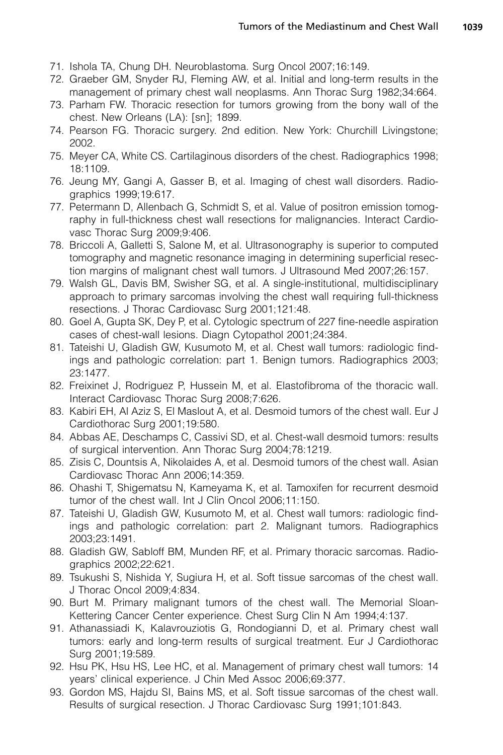71. Ishola TA, Chung DH. Neuroblastoma. Surg Oncol 2007;16:149.
72. Graeber GM, Snyder RJ, Fleming AW, et al. Initial and long-term results in the management of primary chest wall neoplasms. Ann Thorac Surg 1982;34:664.
73. Parham FW. Thoracic resection for tumors growing from the bony wall of the chest. New Orleans (LA): [sn]; 1899.
74. Pearson FG. Thoracic surgery. 2nd edition. New York: Churchill Livingstone; 2002.
75. Meyer CA, White CS. Cartilaginous disorders of the chest. Radiographics 1998; 18:1109.
76. Jeung MY, Gangi A, Gasser B, et al. Imaging of chest wall disorders. Radiographics 1999;19:617.
77. Petermann D, Allenbach G, Schmidt S, et al. Value of positron emission tomography in full-thickness chest wall resections for malignancies. Interact Cardiovasc Thorac Surg 2009;9:406.
78. Briccoli A, Galletti S, Salone M, et al. Ultrasonography is superior to computed tomography and magnetic resonance imaging in determining superficial resection margins of malignant chest wall tumors. J Ultrasound Med 2007;26:157.
79. Walsh GL, Davis BM, Swisher SG, et al. A single-institutional, multidisciplinary approach to primary sarcomas involving the chest wall requiring full-thickness resections. J Thorac Cardiovasc Surg 2001;121:48.
80. Goel A, Gupta SK, Dey P, et al. Cytologic spectrum of 227 fine-needle aspiration cases of chest-wall lesions. Diagn Cytopathol 2001;24:384.
81. Tateishi U, Gladish GW, Kusumoto M, et al. Chest wall tumors: radiologic findings and pathologic correlation: part 1. Benign tumors. Radiographics 2003; 23:1477.
82. Freixinet J, Rodriguez P, Hussein M, et al. Elastofibroma of the thoracic wall. Interact Cardiovasc Thorac Surg 2008;7:626.
83. Kabiri EH, Al Aziz S, El Maslout A, et al. Desmoid tumors of the chest wall. Eur J Cardiothorac Surg 2001;19:580.
84. Abbas AE, Deschamps C, Cassivi SD, et al. Chest-wall desmoid tumors: results of surgical intervention. Ann Thorac Surg 2004;78:1219.
85. Zisis C, Dountsis A, Nikolaides A, et al. Desmoid tumors of the chest wall. Asian Cardiovasc Thorac Ann 2006;14:359.
86. Ohashi T, Shigematsu N, Kameyama K, et al. Tamoxifen for recurrent desmoid tumor of the chest wall. Int J Clin Oncol 2006;11:150.
87. Tateishi U, Gladish GW, Kusumoto M, et al. Chest wall tumors: radiologic findings and pathologic correlation: part 2. Malignant tumors. Radiographics 2003;23:1491.
88. Gladish GW, Sabloff BM, Munden RF, et al. Primary thoracic sarcomas. Radiographics 2002;22:621.
89. Tsukushi S, Nishida Y, Sugiura H, et al. Soft tissue sarcomas of the chest wall. J Thorac Oncol 2009;4:834.
90. Burt M. Primary malignant tumors of the chest wall. The Memorial Sloan-Kettering Cancer Center experience. Chest Surg Clin N Am 1994;4:137.
91. Athanassiadi K, Kalavrouziotis G, Rondogianni D, et al. Primary chest wall tumors: early and long-term results of surgical treatment. Eur J Cardiothorac Surg 2001;19:589.
92. Hsu PK, Hsu HS, Lee HC, et al. Management of primary chest wall tumors: 14 years' clinical experience. J Chin Med Assoc 2006;69:377.
93. Gordon MS, Hajdu SI, Bains MS, et al. Soft tissue sarcomas of the chest wall. Results of surgical resection. J Thorac Cardiovasc Surg 1991;101:843.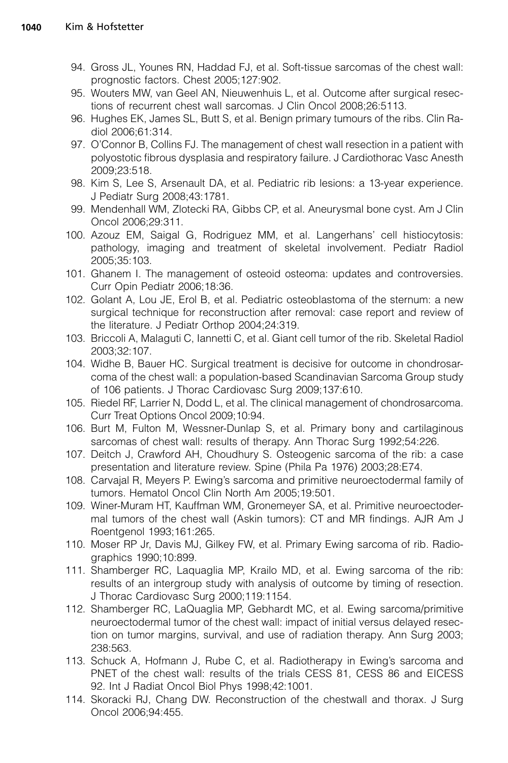94. Gross JL, Younes RN, Haddad FJ, et al. Soft-tissue sarcomas of the chest wall: prognostic factors. Chest 2005;127:902.
95. Wouters MW, van Geel AN, Nieuwenhuis L, et al. Outcome after surgical resections of recurrent chest wall sarcomas. J Clin Oncol 2008;26:5113.
96. Hughes EK, James SL, Butt S, et al. Benign primary tumours of the ribs. Clin Radiol 2006;61:314.
97. O'Connor B, Collins FJ. The management of chest wall resection in a patient with polyostotic fibrous dysplasia and respiratory failure. J Cardiothorac Vasc Anesth 2009;23:518.
98. Kim S, Lee S, Arsenault DA, et al. Pediatric rib lesions: a 13-year experience. J Pediatr Surg 2008;43:1781.
99. Mendenhall WM, Zlotecki RA, Gibbs CP, et al. Aneurysmal bone cyst. Am J Clin Oncol 2006;29:311.
100. Azouz EM, Saigal G, Rodriguez MM, et al. Langerhans' cell histiocytosis: pathology, imaging and treatment of skeletal involvement. Pediatr Radiol 2005;35:103.
101. Ghanem I. The management of osteoid osteoma: updates and controversies. Curr Opin Pediatr 2006;18:36.
102. Golant A, Lou JE, Erol B, et al. Pediatric osteoblastoma of the sternum: a new surgical technique for reconstruction after removal: case report and review of the literature. J Pediatr Orthop 2004;24:319.
103. Briccoli A, Malaguti C, Iannetti C, et al. Giant cell tumor of the rib. Skeletal Radiol 2003;32:107.
104. Widhe B, Bauer HC. Surgical treatment is decisive for outcome in chondrosarcoma of the chest wall: a population-based Scandinavian Sarcoma Group study of 106 patients. J Thorac Cardiovasc Surg 2009;137:610.
105. Riedel RF, Larrier N, Dodd L, et al. The clinical management of chondrosarcoma. Curr Treat Options Oncol 2009;10:94.
106. Burt M, Fulton M, Wessner-Dunlap S, et al. Primary bony and cartilaginous sarcomas of chest wall: results of therapy. Ann Thorac Surg 1992;54:226.
107. Deitch J, Crawford AH, Choudhury S. Osteogenic sarcoma of the rib: a case presentation and literature review. Spine (Phila Pa 1976) 2003;28:E74.
108. Carvajal R, Meyers P. Ewing's sarcoma and primitive neuroectodermal family of tumors. Hematol Oncol Clin North Am 2005;19:501.
109. Winer-Muram HT, Kauffman WM, Gronemeyer SA, et al. Primitive neuroectodermal tumors of the chest wall (Askin tumors): CT and MR findings. AJR Am J Roentgenol 1993;161:265.
110. Moser RP Jr, Davis MJ, Gilkey FW, et al. Primary Ewing sarcoma of rib. Radiographics 1990;10:899.
111. Shamberger RC, Laquaglia MP, Krailo MD, et al. Ewing sarcoma of the rib: results of an intergroup study with analysis of outcome by timing of resection. J Thorac Cardiovasc Surg 2000;119:1154.
112. Shamberger RC, LaQuaglia MP, Gebhardt MC, et al. Ewing sarcoma/primitive neuroectodermal tumor of the chest wall: impact of initial versus delayed resection on tumor margins, survival, and use of radiation therapy. Ann Surg 2003;238:563.
113. Schuck A, Hofmann J, Rube C, et al. Radiotherapy in Ewing's sarcoma and PNET of the chest wall: results of the trials CESS 81, CESS 86 and EICESS 92. Int J Radiat Oncol Biol Phys 1998;42:1001.
114. Skoracki RJ, Chang DW. Reconstruction of the chestwall and thorax. J Surg Oncol 2006;94:455.